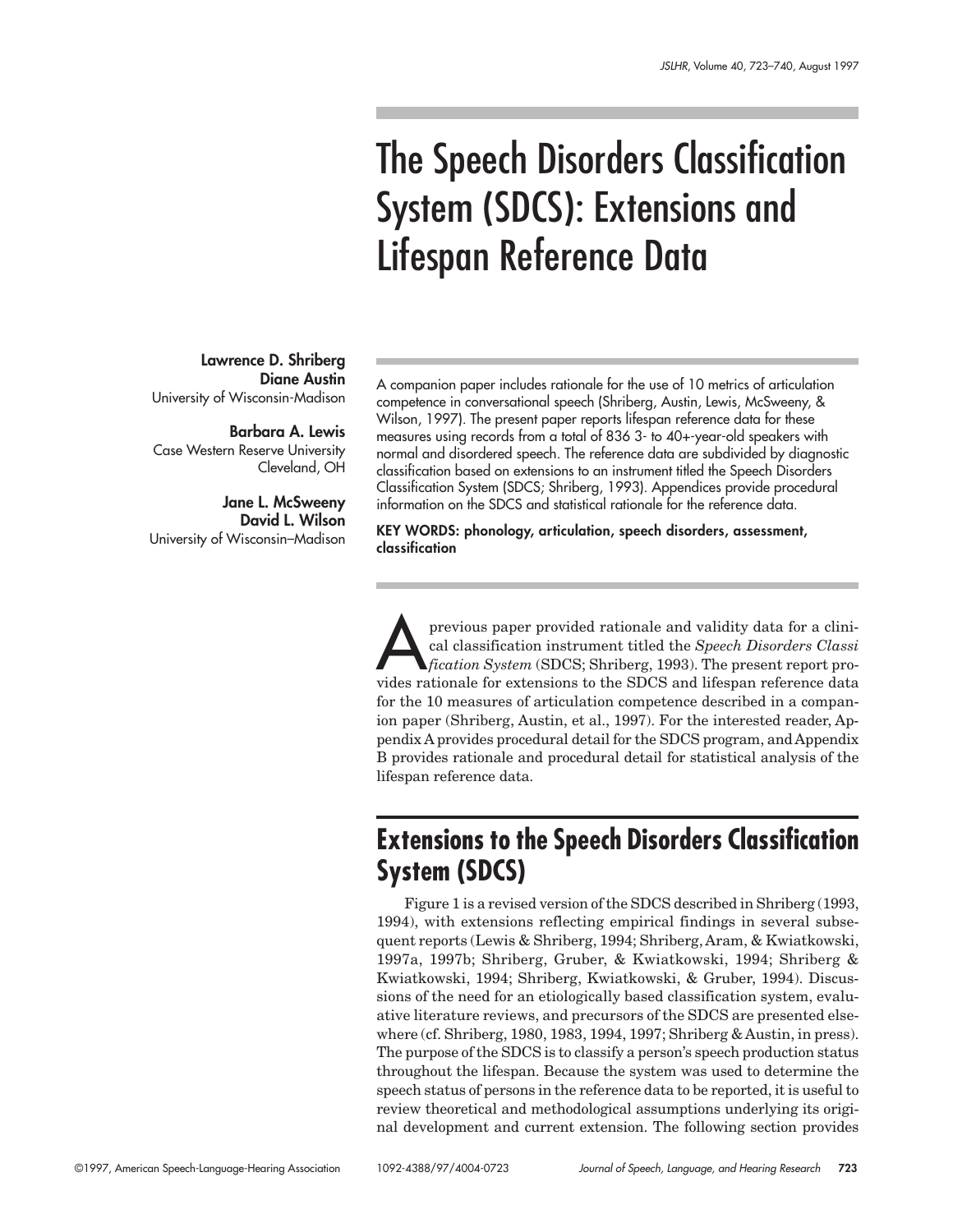# The Speech Disorders Classification System (SDCS): Extensions and Lifespan Reference Data

**Lawrence D. Shriberg**
**Diane Austin**
University of Wisconsin-Madison

**Barbara A. Lewis**
Case Western Reserve University
Cleveland, OH

**Jane L. McSweeny**
**David L. Wilson**
University of Wisconsin–Madison

A companion paper includes rationale for the use of 10 metrics of articulation competence in conversational speech (Shriberg, Austin, Lewis, McSweeny, & Wilson, 1997). The present paper reports lifespan reference data for these measures using records from a total of 836 3- to 40+-year-old speakers with normal and disordered speech. The reference data are subdivided by diagnostic classification based on extensions to an instrument titled the Speech Disorders Classification System (SDCS; Shriberg, 1993). Appendices provide procedural information on the SDCS and statistical rationale for the reference data.

**KEY WORDS: phonology, articulation, speech disorders, assessment, classification**

A previous paper provided rationale and validity data for a clinical classification instrument titled the *Speech Disorders Classification System* (SDCS; Shriberg, 1993). The present report provides rationale for extensions to the SDCS and lifespan reference data for the 10 measures of articulation competence described in a companion paper (Shriberg, Austin, et al., 1997). For the interested reader, Appendix A provides procedural detail for the SDCS program, and Appendix B provides rationale and procedural detail for statistical analysis of the lifespan reference data.

## Extensions to the Speech Disorders Classification System (SDCS)

Figure 1 is a revised version of the SDCS described in Shriberg (1993, 1994), with extensions reflecting empirical findings in several subsequent reports (Lewis & Shriberg, 1994; Shriberg, Aram, & Kwiatkowski, 1997a, 1997b; Shriberg, Gruber, & Kwiatkowski, 1994; Shriberg & Kwiatkowski, 1994; Shriberg, Kwiatkowski, & Gruber, 1994). Discussions of the need for an etiologically based classification system, evaluative literature reviews, and precursors of the SDCS are presented elsewhere (cf. Shriberg, 1980, 1983, 1994, 1997; Shriberg & Austin, in press). The purpose of the SDCS is to classify a person's speech production status throughout the lifespan. Because the system was used to determine the speech status of persons in the reference data to be reported, it is useful to review theoretical and methodological assumptions underlying its original development and current extension. The following section provides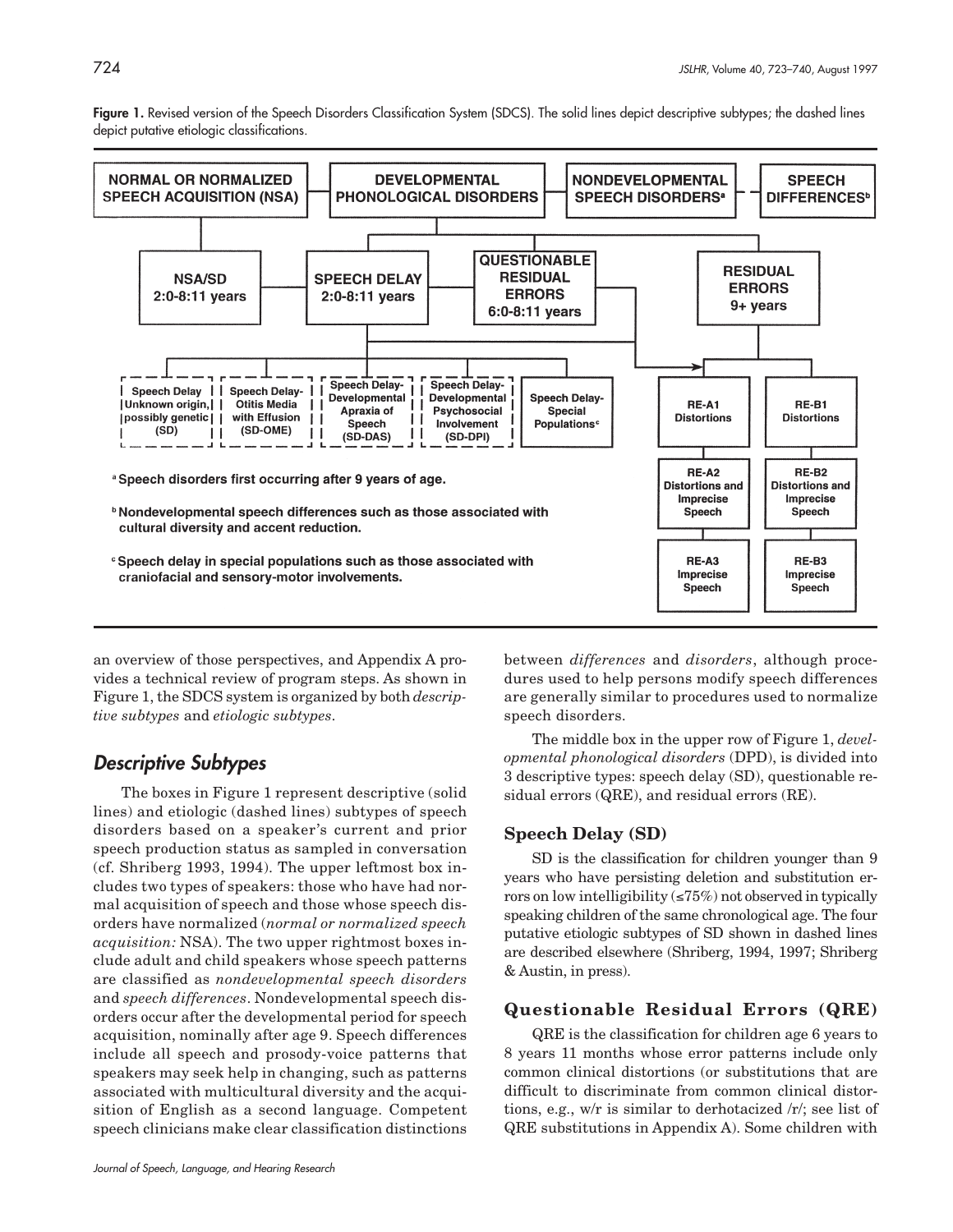**Figure 1.** Revised version of the Speech Disorders Classification System (SDCS). The solid lines depict descriptive subtypes; the dashed lines depict putative etiologic classifications.

NORMAL OR NORMALIZED SPEECH ACQUISITION (NSA)

DEVELOPMENTAL PHONOLOGICAL DISORDERS

NONDEVELOPMENTAL SPEECH DISORDERS[a]

SPEECH DIFFERENCES[b]

NSA/SD 2:0-8:11 years

SPEECH DELAY 2:0-8:11 years

QUESTIONABLE RESIDUAL ERRORS 6:0-8:11 years

RESIDUAL ERRORS 9+ years

Speech Delay Unknown origin, possibly genetic (SD)

Speech Delay-Otitis Media with Effusion (SD-OME)

Speech Delay-Developmental Apraxia of Speech (SD-DAS)

Speech Delay-Developmental Psychosocial Involvement (SD-DPI)

Speech Delay-Special Populations[c]

RE-A1 Distortions

RE-A2 Distortions and Imprecise Speech

RE-A3 Imprecise Speech

RE-B1 Distortions

RE-B2 Distortions and Imprecise Speech

RE-B3 Imprecise Speech

[a] Speech disorders first occurring after 9 years of age.

[b] Nondevelopmental speech differences such as those associated with cultural diversity and accent reduction.

[c] Speech delay in special populations such as those associated with craniofacial and sensory-motor involvements.

an overview of those perspectives, and Appendix A provides a technical review of program steps. As shown in Figure 1, the SDCS system is organized by both *descriptive subtypes* and *etiologic subtypes*.

## Descriptive Subtypes

The boxes in Figure 1 represent descriptive (solid lines) and etiologic (dashed lines) subtypes of speech disorders based on a speaker's current and prior speech production status as sampled in conversation (cf. Shriberg 1993, 1994). The upper leftmost box includes two types of speakers: those who have had normal acquisition of speech and those whose speech disorders have normalized (*normal or normalized speech acquisition:* NSA). The two upper rightmost boxes include adult and child speakers whose speech patterns are classified as *nondevelopmental speech disorders* and *speech differences*. Nondevelopmental speech disorders occur after the developmental period for speech acquisition, nominally after age 9. Speech differences include all speech and prosody-voice patterns that speakers may seek help in changing, such as patterns associated with multicultural diversity and the acquisition of English as a second language. Competent speech clinicians make clear classification distinctions between *differences* and *disorders*, although procedures used to help persons modify speech differences are generally similar to procedures used to normalize speech disorders.

The middle box in the upper row of Figure 1, *developmental phonological disorders* (DPD), is divided into 3 descriptive types: speech delay (SD), questionable residual errors (QRE), and residual errors (RE).

### Speech Delay (SD)

SD is the classification for children younger than 9 years who have persisting deletion and substitution errors on low intelligibility (≤75%) not observed in typically speaking children of the same chronological age. The four putative etiologic subtypes of SD shown in dashed lines are described elsewhere (Shriberg, 1994, 1997; Shriberg & Austin, in press).

### Questionable Residual Errors (QRE)

QRE is the classification for children age 6 years to 8 years 11 months whose error patterns include only common clinical distortions (or substitutions that are difficult to discriminate from common clinical distortions, e.g., w/r is similar to derhotacized /r/; see list of QRE substitutions in Appendix A). Some children with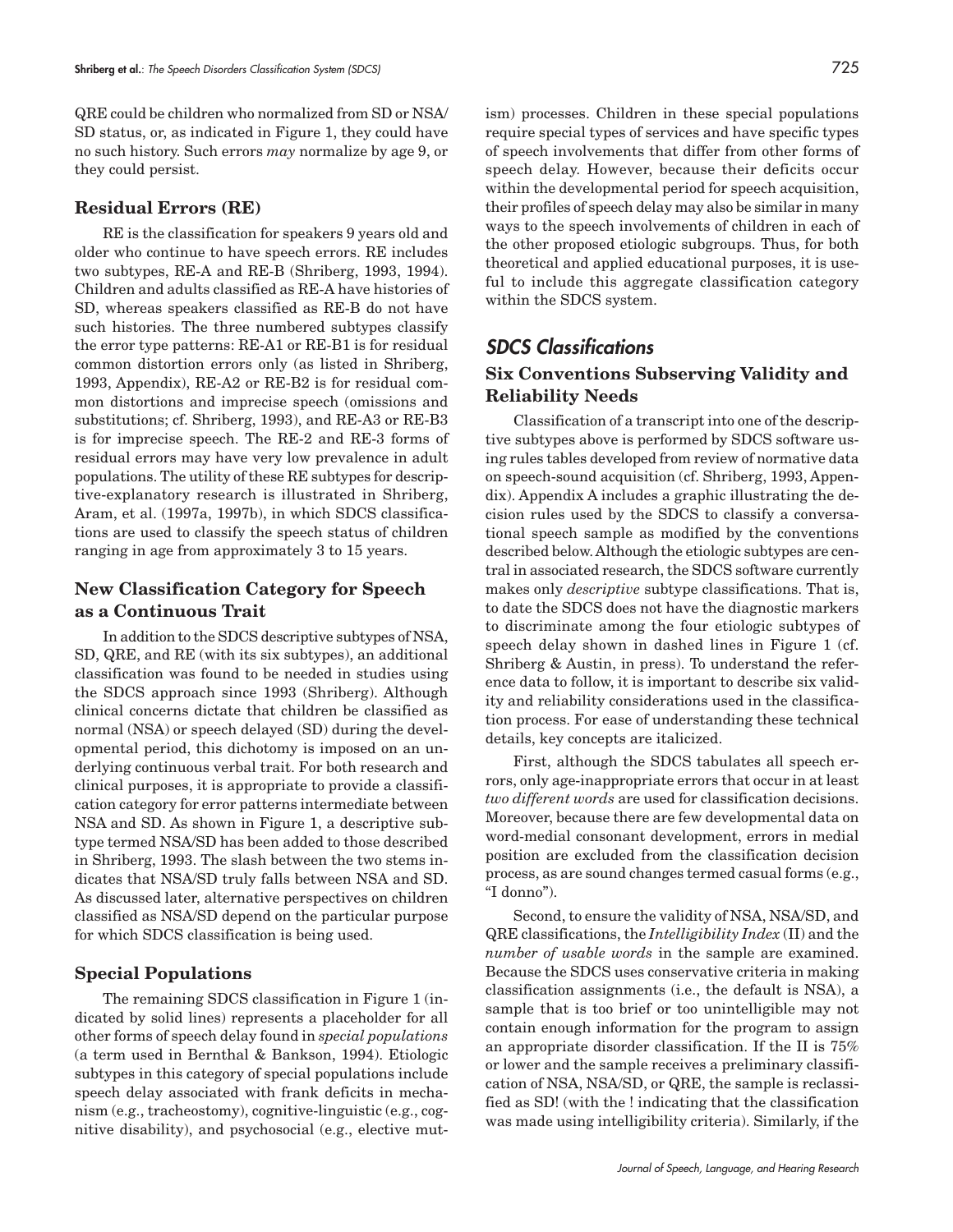QRE could be children who normalized from SD or NSA/SD status, or, as indicated in Figure 1, they could have no such history. Such errors *may* normalize by age 9, or they could persist.

### Residual Errors (RE)

RE is the classification for speakers 9 years old and older who continue to have speech errors. RE includes two subtypes, RE-A and RE-B (Shriberg, 1993, 1994). Children and adults classified as RE-A have histories of SD, whereas speakers classified as RE-B do not have such histories. The three numbered subtypes classify the error type patterns: RE-A1 or RE-B1 is for residual common distortion errors only (as listed in Shriberg, 1993, Appendix), RE-A2 or RE-B2 is for residual common distortions and imprecise speech (omissions and substitutions; cf. Shriberg, 1993), and RE-A3 or RE-B3 is for imprecise speech. The RE-2 and RE-3 forms of residual errors may have very low prevalence in adult populations. The utility of these RE subtypes for descriptive-explanatory research is illustrated in Shriberg, Aram, et al. (1997a, 1997b), in which SDCS classifications are used to classify the speech status of children ranging in age from approximately 3 to 15 years.

### New Classification Category for Speech as a Continuous Trait

In addition to the SDCS descriptive subtypes of NSA, SD, QRE, and RE (with its six subtypes), an additional classification was found to be needed in studies using the SDCS approach since 1993 (Shriberg). Although clinical concerns dictate that children be classified as normal (NSA) or speech delayed (SD) during the developmental period, this dichotomy is imposed on an underlying continuous verbal trait. For both research and clinical purposes, it is appropriate to provide a classification category for error patterns intermediate between NSA and SD. As shown in Figure 1, a descriptive subtype termed NSA/SD has been added to those described in Shriberg, 1993. The slash between the two stems indicates that NSA/SD truly falls between NSA and SD. As discussed later, alternative perspectives on children classified as NSA/SD depend on the particular purpose for which SDCS classification is being used.

### Special Populations

The remaining SDCS classification in Figure 1 (indicated by solid lines) represents a placeholder for all other forms of speech delay found in *special populations* (a term used in Bernthal & Bankson, 1994). Etiologic subtypes in this category of special populations include speech delay associated with frank deficits in mechanism (e.g., tracheostomy), cognitive-linguistic (e.g., cognitive disability), and psychosocial (e.g., elective mutism) processes. Children in these special populations require special types of services and have specific types of speech involvements that differ from other forms of speech delay. However, because their deficits occur within the developmental period for speech acquisition, their profiles of speech delay may also be similar in many ways to the speech involvements of children in each of the other proposed etiologic subgroups. Thus, for both theoretical and applied educational purposes, it is useful to include this aggregate classification category within the SDCS system.

## *SDCS Classifications*

### Six Conventions Subserving Validity and Reliability Needs

Classification of a transcript into one of the descriptive subtypes above is performed by SDCS software using rules tables developed from review of normative data on speech-sound acquisition (cf. Shriberg, 1993, Appendix). Appendix A includes a graphic illustrating the decision rules used by the SDCS to classify a conversational speech sample as modified by the conventions described below. Although the etiologic subtypes are central in associated research, the SDCS software currently makes only *descriptive* subtype classifications. That is, to date the SDCS does not have the diagnostic markers to discriminate among the four etiologic subtypes of speech delay shown in dashed lines in Figure 1 (cf. Shriberg & Austin, in press). To understand the reference data to follow, it is important to describe six validity and reliability considerations used in the classification process. For ease of understanding these technical details, key concepts are italicized.

First, although the SDCS tabulates all speech errors, only age-inappropriate errors that occur in at least *two different words* are used for classification decisions. Moreover, because there are few developmental data on word-medial consonant development, errors in medial position are excluded from the classification decision process, as are sound changes termed casual forms (e.g., "I donno").

Second, to ensure the validity of NSA, NSA/SD, and QRE classifications, the *Intelligibility Index* (II) and the *number of usable words* in the sample are examined. Because the SDCS uses conservative criteria in making classification assignments (i.e., the default is NSA), a sample that is too brief or too unintelligible may not contain enough information for the program to assign an appropriate disorder classification. If the II is 75% or lower and the sample receives a preliminary classification of NSA, NSA/SD, or QRE, the sample is reclassified as SD! (with the ! indicating that the classification was made using intelligibility criteria). Similarly, if the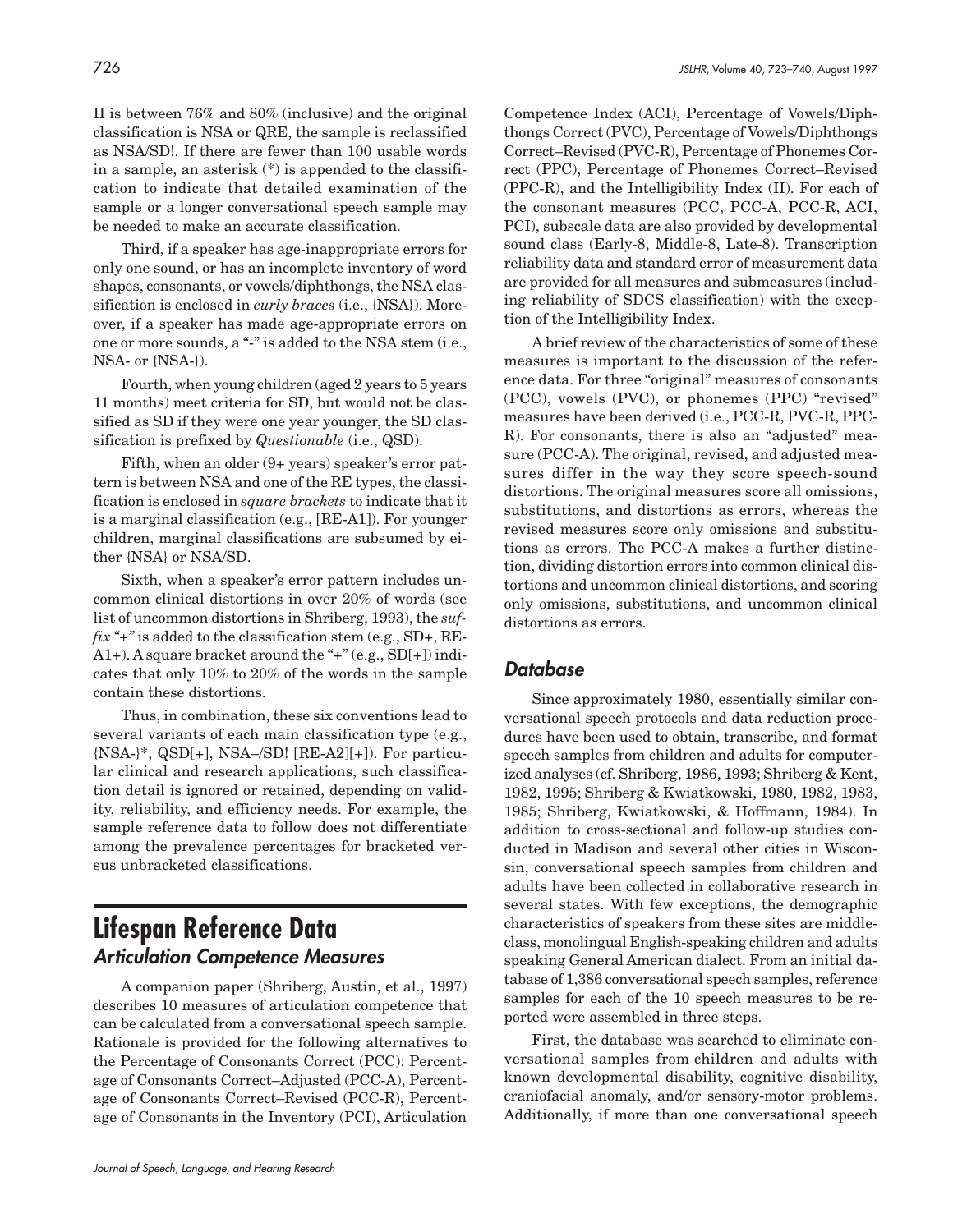II is between 76% and 80% (inclusive) and the original classification is NSA or QRE, the sample is reclassified as NSA/SD!. If there are fewer than 100 usable words in a sample, an asterisk (*) is appended to the classification to indicate that detailed examination of the sample or a longer conversational speech sample may be needed to make an accurate classification.

Third, if a speaker has age-inappropriate errors for only one sound, or has an incomplete inventory of word shapes, consonants, or vowels/diphthongs, the NSA classification is enclosed in *curly braces* (i.e., {NSA}). Moreover, if a speaker has made age-appropriate errors on one or more sounds, a "-" is added to the NSA stem (i.e., NSA- or {NSA-}).

Fourth, when young children (aged 2 years to 5 years 11 months) meet criteria for SD, but would not be classified as SD if they were one year younger, the SD classification is prefixed by *Questionable* (i.e., QSD).

Fifth, when an older (9+ years) speaker's error pattern is between NSA and one of the RE types, the classification is enclosed in *square brackets* to indicate that it is a marginal classification (e.g., [RE-A1]). For younger children, marginal classifications are subsumed by either {NSA} or NSA/SD.

Sixth, when a speaker's error pattern includes uncommon clinical distortions in over 20% of words (see list of uncommon distortions in Shriberg, 1993), the *suffix "+"* is added to the classification stem (e.g., SD+, RE-A1+). A square bracket around the "+" (e.g., SD[+]) indicates that only 10% to 20% of the words in the sample contain these distortions.

Thus, in combination, these six conventions lead to several variants of each main classification type (e.g., {NSA-}*, QSD[+], NSA–/SD! [RE-A2][+]). For particular clinical and research applications, such classification detail is ignored or retained, depending on validity, reliability, and efficiency needs. For example, the sample reference data to follow does not differentiate among the prevalence percentages for bracketed versus unbracketed classifications.

# Lifespan Reference Data

## *Articulation Competence Measures*

A companion paper (Shriberg, Austin, et al., 1997) describes 10 measures of articulation competence that can be calculated from a conversational speech sample. Rationale is provided for the following alternatives to the Percentage of Consonants Correct (PCC): Percentage of Consonants Correct–Adjusted (PCC-A), Percentage of Consonants Correct–Revised (PCC-R), Percentage of Consonants in the Inventory (PCI), Articulation Competence Index (ACI), Percentage of Vowels/Diphthongs Correct (PVC), Percentage of Vowels/Diphthongs Correct–Revised (PVC-R), Percentage of Phonemes Correct (PPC), Percentage of Phonemes Correct–Revised (PPC-R), and the Intelligibility Index (II). For each of the consonant measures (PCC, PCC-A, PCC-R, ACI, PCI), subscale data are also provided by developmental sound class (Early-8, Middle-8, Late-8). Transcription reliability data and standard error of measurement data are provided for all measures and submeasures (including reliability of SDCS classification) with the exception of the Intelligibility Index.

A brief review of the characteristics of some of these measures is important to the discussion of the reference data. For three "original" measures of consonants (PCC), vowels (PVC), or phonemes (PPC) "revised" measures have been derived (i.e., PCC-R, PVC-R, PPC-R). For consonants, there is also an "adjusted" measure (PCC-A). The original, revised, and adjusted measures differ in the way they score speech-sound distortions. The original measures score all omissions, substitutions, and distortions as errors, whereas the revised measures score only omissions and substitutions as errors. The PCC-A makes a further distinction, dividing distortion errors into common clinical distortions and uncommon clinical distortions, and scoring only omissions, substitutions, and uncommon clinical distortions as errors.

## *Database*

Since approximately 1980, essentially similar conversational speech protocols and data reduction procedures have been used to obtain, transcribe, and format speech samples from children and adults for computerized analyses (cf. Shriberg, 1986, 1993; Shriberg & Kent, 1982, 1995; Shriberg & Kwiatkowski, 1980, 1982, 1983, 1985; Shriberg, Kwiatkowski, & Hoffmann, 1984). In addition to cross-sectional and follow-up studies conducted in Madison and several other cities in Wisconsin, conversational speech samples from children and adults have been collected in collaborative research in several states. With few exceptions, the demographic characteristics of speakers from these sites are middle-class, monolingual English-speaking children and adults speaking General American dialect. From an initial database of 1,386 conversational speech samples, reference samples for each of the 10 speech measures to be reported were assembled in three steps.

First, the database was searched to eliminate conversational samples from children and adults with known developmental disability, cognitive disability, craniofacial anomaly, and/or sensory-motor problems. Additionally, if more than one conversational speech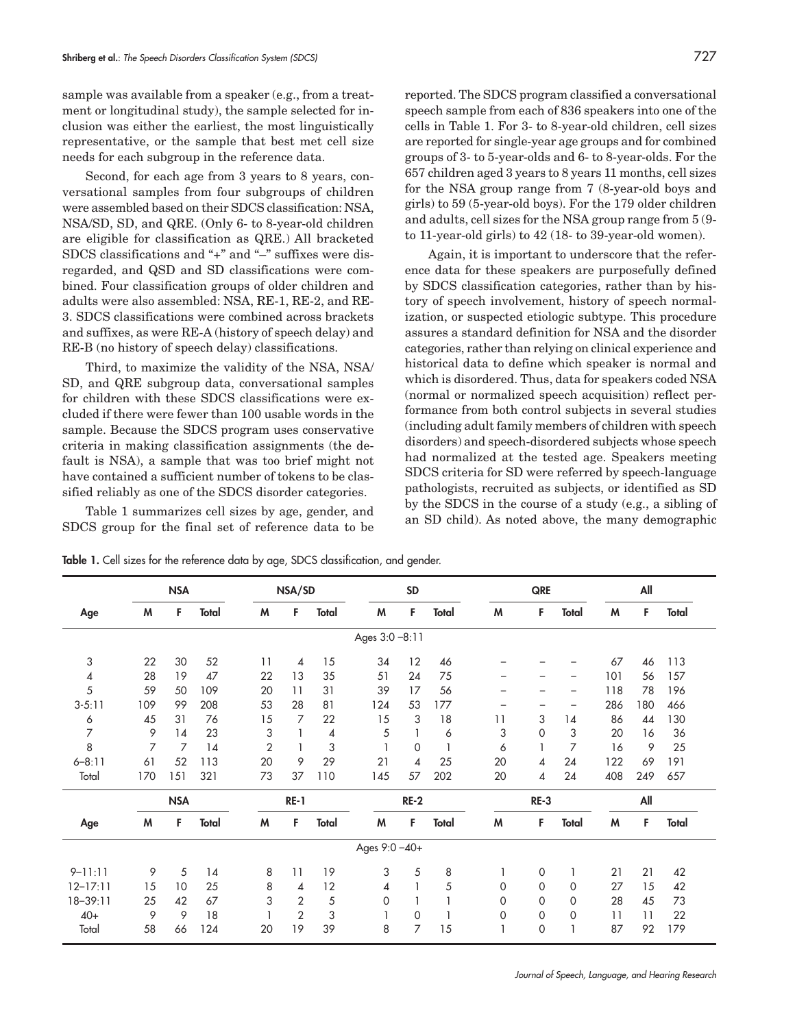sample was available from a speaker (e.g., from a treatment or longitudinal study), the sample selected for inclusion was either the earliest, the most linguistically representative, or the sample that best met cell size needs for each subgroup in the reference data.

Second, for each age from 3 years to 8 years, conversational samples from four subgroups of children were assembled based on their SDCS classification: NSA, NSA/SD, SD, and QRE. (Only 6- to 8-year-old children are eligible for classification as QRE.) All bracketed SDCS classifications and "+" and "–" suffixes were disregarded, and QSD and SD classifications were combined. Four classification groups of older children and adults were also assembled: NSA, RE-1, RE-2, and RE-3. SDCS classifications were combined across brackets and suffixes, as were RE-A (history of speech delay) and RE-B (no history of speech delay) classifications.

Third, to maximize the validity of the NSA, NSA/SD, and QRE subgroup data, conversational samples for children with these SDCS classifications were excluded if there were fewer than 100 usable words in the sample. Because the SDCS program uses conservative criteria in making classification assignments (the default is NSA), a sample that was too brief might not have contained a sufficient number of tokens to be classified reliably as one of the SDCS disorder categories.

Table 1 summarizes cell sizes by age, gender, and SDCS group for the final set of reference data to be reported. The SDCS program classified a conversational speech sample from each of 836 speakers into one of the cells in Table 1. For 3- to 8-year-old children, cell sizes are reported for single-year age groups and for combined groups of 3- to 5-year-olds and 6- to 8-year-olds. For the 657 children aged 3 years to 8 years 11 months, cell sizes for the NSA group range from 7 (8-year-old boys and girls) to 59 (5-year-old boys). For the 179 older children and adults, cell sizes for the NSA group range from 5 (9- to 11-year-old girls) to 42 (18- to 39-year-old women).

Again, it is important to underscore that the reference data for these speakers are purposefully defined by SDCS classification categories, rather than by history of speech involvement, history of speech normalization, or suspected etiologic subtype. This procedure assures a standard definition for NSA and the disorder categories, rather than relying on clinical experience and historical data to define which speaker is normal and which is disordered. Thus, data for speakers coded NSA (normal or normalized speech acquisition) reflect performance from both control subjects in several studies (including adult family members of children with speech disorders) and speech-disordered subjects whose speech had normalized at the tested age. Speakers meeting SDCS criteria for SD were referred by speech-language pathologists, recruited as subjects, or identified as SD by the SDCS in the course of a study (e.g., a sibling of an SD child). As noted above, the many demographic

**Table 1.** Cell sizes for the reference data by age, SDCS classification, and gender.

| | NSA | | | NSA/SD | | | SD | | | QRE | | | All | | |
|---|---|---|---|---|---|---|---|---|---|---|---|---|---|---|---|
| Age | M | F | Total | M | F | Total | M | F | Total | M | F | Total | M | F | Total |
| **Ages 3:0–8:11** | | | | | | | | | | | | | | | |
| 3 | 22 | 30 | 52 | 11 | 4 | 15 | 34 | 12 | 46 | – | – | – | 67 | 46 | 113 |
| 4 | 28 | 19 | 47 | 22 | 13 | 35 | 51 | 24 | 75 | – | – | – | 101 | 56 | 157 |
| 5 | 59 | 50 | 109 | 20 | 11 | 31 | 39 | 17 | 56 | – | – | – | 118 | 78 | 196 |
| 3-5:11 | 109 | 99 | 208 | 53 | 28 | 81 | 124 | 53 | 177 | – | – | – | 286 | 180 | 466 |
| 6 | 45 | 31 | 76 | 15 | 7 | 22 | 15 | 3 | 18 | 11 | 3 | 14 | 86 | 44 | 130 |
| 7 | 9 | 14 | 23 | 3 | 1 | 4 | 5 | 1 | 6 | 3 | 0 | 3 | 20 | 16 | 36 |
| 8 | 7 | 7 | 14 | 2 | 1 | 3 | 1 | 0 | 1 | 6 | 1 | 7 | 16 | 9 | 25 |
| 6–8:11 | 61 | 52 | 113 | 20 | 9 | 29 | 21 | 4 | 25 | 20 | 4 | 24 | 122 | 69 | 191 |
| Total | 170 | 151 | 321 | 73 | 37 | 110 | 145 | 57 | 202 | 20 | 4 | 24 | 408 | 249 | 657 |
| | **NSA** | | | **RE-1** | | | **RE-2** | | | **RE-3** | | | **All** | | |
| Age | M | F | Total | M | F | Total | M | F | Total | M | F | Total | M | F | Total |
| **Ages 9:0–40+** | | | | | | | | | | | | | | | |
| 9–11:11 | 9 | 5 | 14 | 8 | 11 | 19 | 3 | 5 | 8 | 1 | 0 | 1 | 21 | 21 | 42 |
| 12–17:11 | 15 | 10 | 25 | 8 | 4 | 12 | 4 | 1 | 5 | 0 | 0 | 0 | 27 | 15 | 42 |
| 18–39:11 | 25 | 42 | 67 | 3 | 2 | 5 | 0 | 1 | 1 | 0 | 0 | 0 | 28 | 45 | 73 |
| 40+ | 9 | 9 | 18 | 1 | 2 | 3 | 1 | 0 | 1 | 0 | 0 | 0 | 11 | 11 | 22 |
| Total | 58 | 66 | 124 | 20 | 19 | 39 | 8 | 7 | 15 | 1 | 0 | 1 | 87 | 92 | 179 |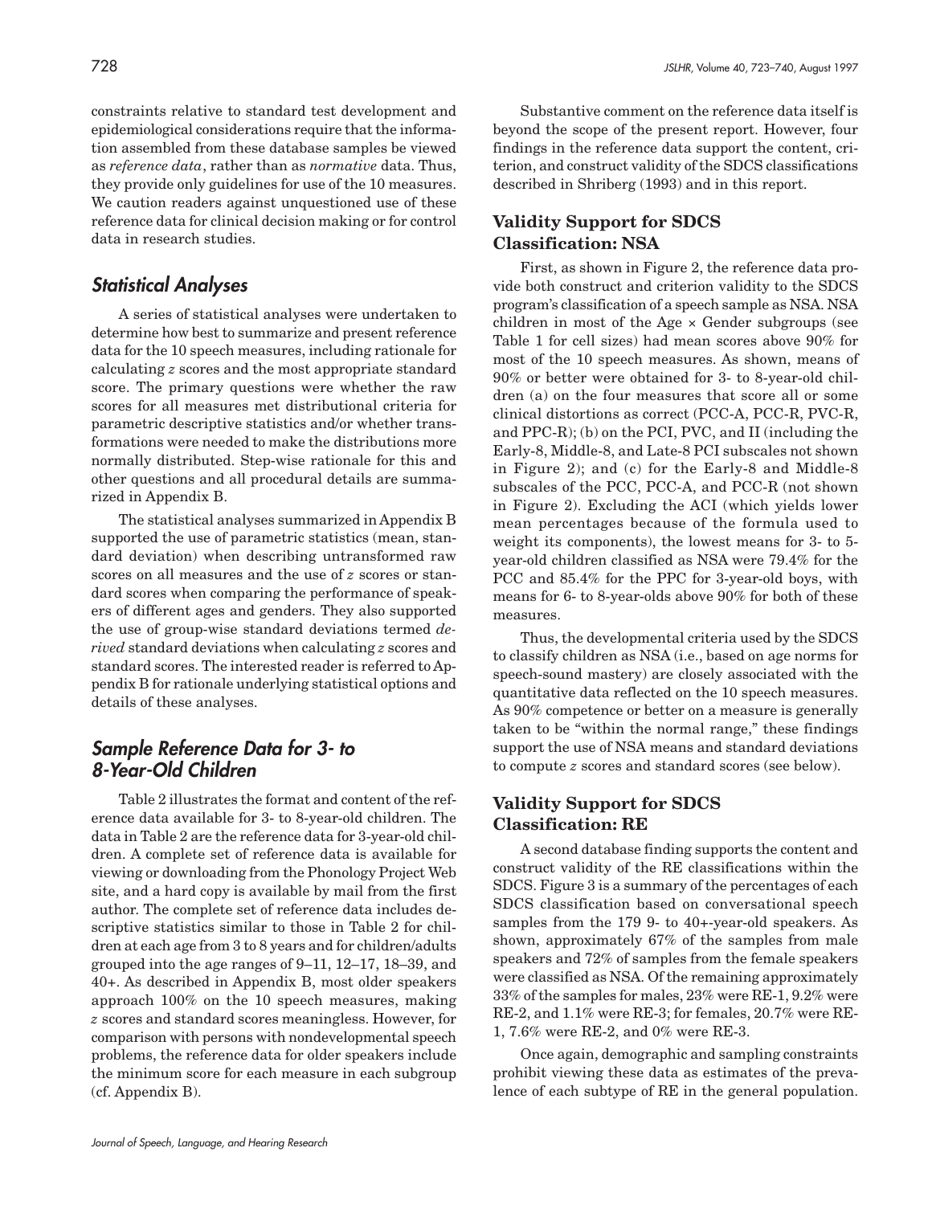constraints relative to standard test development and epidemiological considerations require that the information assembled from these database samples be viewed as *reference data*, rather than as *normative* data. Thus, they provide only guidelines for use of the 10 measures. We caution readers against unquestioned use of these reference data for clinical decision making or for control data in research studies.

## Statistical Analyses

A series of statistical analyses were undertaken to determine how best to summarize and present reference data for the 10 speech measures, including rationale for calculating *z* scores and the most appropriate standard score. The primary questions were whether the raw scores for all measures met distributional criteria for parametric descriptive statistics and/or whether transformations were needed to make the distributions more normally distributed. Step-wise rationale for this and other questions and all procedural details are summarized in Appendix B.

The statistical analyses summarized in Appendix B supported the use of parametric statistics (mean, standard deviation) when describing untransformed raw scores on all measures and the use of *z* scores or standard scores when comparing the performance of speakers of different ages and genders. They also supported the use of group-wise standard deviations termed *derived* standard deviations when calculating *z* scores and standard scores. The interested reader is referred to Appendix B for rationale underlying statistical options and details of these analyses.

## Sample Reference Data for 3- to 8-Year-Old Children

Table 2 illustrates the format and content of the reference data available for 3- to 8-year-old children. The data in Table 2 are the reference data for 3-year-old children. A complete set of reference data is available for viewing or downloading from the Phonology Project Web site, and a hard copy is available by mail from the first author. The complete set of reference data includes descriptive statistics similar to those in Table 2 for children at each age from 3 to 8 years and for children/adults grouped into the age ranges of 9–11, 12–17, 18–39, and 40+. As described in Appendix B, most older speakers approach 100% on the 10 speech measures, making *z* scores and standard scores meaningless. However, for comparison with persons with nondevelopmental speech problems, the reference data for older speakers include the minimum score for each measure in each subgroup (cf. Appendix B).

Substantive comment on the reference data itself is beyond the scope of the present report. However, four findings in the reference data support the content, criterion, and construct validity of the SDCS classifications described in Shriberg (1993) and in this report.

### Validity Support for SDCS Classification: NSA

First, as shown in Figure 2, the reference data provide both construct and criterion validity to the SDCS program's classification of a speech sample as NSA. NSA children in most of the Age × Gender subgroups (see Table 1 for cell sizes) had mean scores above 90% for most of the 10 speech measures. As shown, means of 90% or better were obtained for 3- to 8-year-old children (a) on the four measures that score all or some clinical distortions as correct (PCC-A, PCC-R, PVC-R, and PPC-R); (b) on the PCI, PVC, and II (including the Early-8, Middle-8, and Late-8 PCI subscales not shown in Figure 2); and (c) for the Early-8 and Middle-8 subscales of the PCC, PCC-A, and PCC-R (not shown in Figure 2). Excluding the ACI (which yields lower mean percentages because of the formula used to weight its components), the lowest means for 3- to 5-year-old children classified as NSA were 79.4% for the PCC and 85.4% for the PPC for 3-year-old boys, with means for 6- to 8-year-olds above 90% for both of these measures.

Thus, the developmental criteria used by the SDCS to classify children as NSA (i.e., based on age norms for speech-sound mastery) are closely associated with the quantitative data reflected on the 10 speech measures. As 90% competence or better on a measure is generally taken to be "within the normal range," these findings support the use of NSA means and standard deviations to compute *z* scores and standard scores (see below).

### Validity Support for SDCS Classification: RE

A second database finding supports the content and construct validity of the RE classifications within the SDCS. Figure 3 is a summary of the percentages of each SDCS classification based on conversational speech samples from the 179 9- to 40+-year-old speakers. As shown, approximately 67% of the samples from male speakers and 72% of samples from the female speakers were classified as NSA. Of the remaining approximately 33% of the samples for males, 23% were RE-1, 9.2% were RE-2, and 1.1% were RE-3; for females, 20.7% were RE-1, 7.6% were RE-2, and 0% were RE-3.

Once again, demographic and sampling constraints prohibit viewing these data as estimates of the prevalence of each subtype of RE in the general population.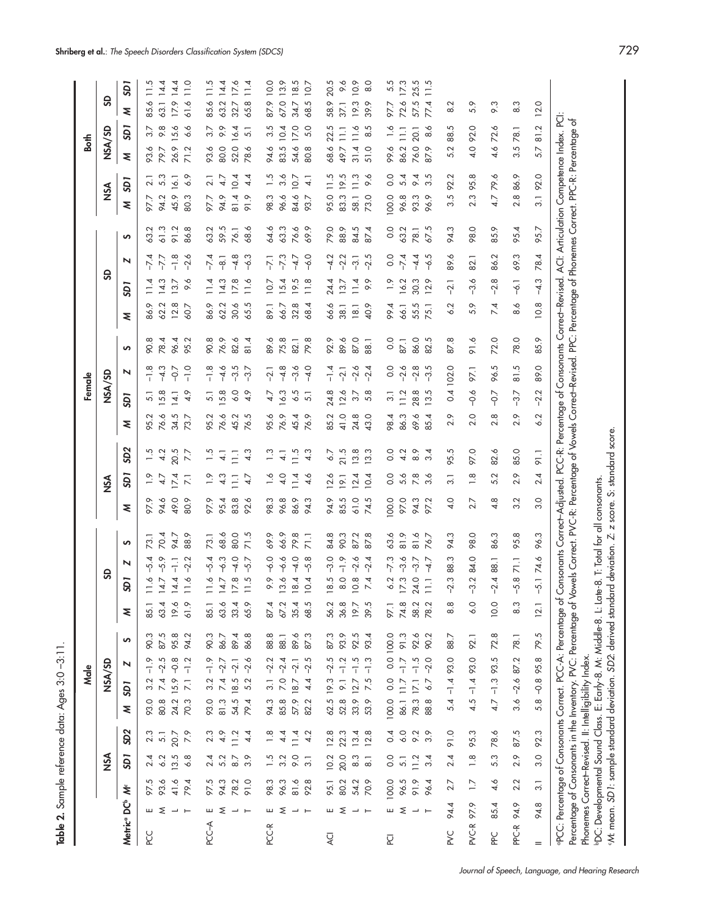**Table 2.** Sample reference data: Ages 3:0 –3:11.

| | | Male | | | | | | | | | | | Female | | | | | | | | | | | Both | | | | | |
|---|---|---|---|---|---|---|---|---|---|---|---|---|---|---|---|---|---|---|---|---|---|---|---|---|---|---|---|---|---|
| | | NSA | | | NSA/SD | | | | SD | | | | NSA | | | NSA/SD | | | | SD | | | | NSA | | NSA/SD | | SD | |
| Metric[a] | DC[b] | M[c] | SD1 | SD2 | M | SD1 | Z | S | M | SD1 | Z | S | M | SD1 | SD2 | M | SD1 | Z | S | M | SD1 | Z | S | M | SD1 | M | SD1 | M | SD1 |
| PCC | E | 97.5 | 2.4 | 2.3 | 93.0 | 3.2 | −1.9 | 90.3 | 85.1 | 11.6 | −5.4 | 73.1 | 97.9 | 1.9 | 1.5 | 95.2 | 5.1 | −1.8 | 90.8 | 86.9 | 11.4 | −7.4 | 63.2 | 97.7 | 2.1 | 93.6 | 3.7 | 85.6 | 11.5 |
| | M | 93.6 | 6.2 | 5.1 | 80.8 | 7.4 | −2.5 | 87.5 | 63.4 | 14.7 | −5.9 | 70.4 | 94.6 | 4.7 | 4.2 | 76.6 | 15.8 | −4.3 | 78.4 | 62.2 | 14.3 | −7.7 | 61.3 | 94.2 | 5.3 | 79.7 | 9.8 | 63.1 | 14.4 |
| | L | 41.6 | 13.5 | 20.7 | 24.2 | 15.9 | −0.8 | 95.8 | 19.6 | 14.4 | −1.1 | 94.7 | 49.0 | 17.4 | 20.5 | 34.5 | 14.1 | −0.7 | 96.4 | 12.8 | 13.7 | −1.8 | 91.2 | 45.9 | 16.1 | 26.9 | 15.6 | 17.9 | 14.4 |
| | T | 79.4 | 6.8 | 7.9 | 70.3 | 7.1 | −1.2 | 94.2 | 61.9 | 11.6 | −2.2 | 88.9 | 80.9 | 7.1 | 7.7 | 73.7 | 4.9 | −1.0 | 95.2 | 60.7 | 9.6 | −2.6 | 86.8 | 80.3 | 6.9 | 71.2 | 6.6 | 61.6 | 11.0 |
| PCC–A | E | 97.5 | 2.4 | 2.3 | 93.0 | 3.2 | −1.9 | 90.3 | 85.1 | 11.6 | −5.4 | 73.1 | 97.9 | 1.9 | 1.5 | 95.2 | 5.1 | −1.8 | 90.8 | 86.9 | 11.4 | −7.4 | 63.2 | 97.7 | 2.1 | 93.6 | 3.7 | 85.6 | 11.5 |
| | M | 94.3 | 5.2 | 4.9 | 81.3 | 7.4 | −2.7 | 86.7 | 63.6 | 14.7 | −6.3 | 68.6 | 95.4 | 4.3 | 4.1 | 76.6 | 15.8 | −4.6 | 76.9 | 62.2 | 14.3 | −8.1 | 59.5 | 94.9 | 4.7 | 80.0 | 9.9 | 63.2 | 14.4 |
| | L | 78.2 | 8.7 | 11.2 | 54.5 | 18.5 | −2.1 | 89.4 | 33.4 | 17.8 | −4.0 | 80.0 | 83.8 | 11.1 | 11.1 | 45.2 | 6.0 | −3.5 | 82.6 | 30.6 | 17.8 | −4.8 | 76.1 | 81.4 | 10.4 | 52.0 | 16.4 | 32.7 | 17.6 |
| | T | 91.0 | 3.9 | 4.4 | 79.4 | 5.2 | −2.6 | 86.8 | 65.9 | 11.5 | −5.7 | 71.5 | 92.6 | 4.7 | 4.3 | 76.5 | 4.9 | −3.7 | 81.4 | 65.5 | 11.6 | −6.3 | 68.6 | 91.9 | 4.4 | 78.6 | 5.1 | 65.8 | 11.4 |
| PCC-R | E | 98.3 | 1.5 | 1.8 | 94.3 | 3.1 | −2.2 | 88.8 | 87.4 | 9.9 | −6.0 | 69.9 | 98.3 | 1.6 | 1.3 | 95.6 | 4.7 | −2.1 | 89.6 | 89.1 | 10.7 | −7.1 | 64.6 | 98.3 | 1.5 | 94.6 | 3.5 | 87.9 | 10.0 |
| | M | 96.3 | 3.2 | 4.4 | 85.8 | 7.0 | −2.4 | 88.1 | 67.2 | 13.6 | −6.6 | 66.9 | 96.8 | 4.0 | 4.1 | 76.9 | 16.3 | −4.8 | 75.8 | 66.7 | 15.4 | −7.3 | 63.3 | 96.6 | 3.6 | 83.5 | 10.4 | 67.0 | 13.9 |
| | L | 81.6 | 9.0 | 11.4 | 57.9 | 18.7 | −2.1 | 89.6 | 35.4 | 18.4 | −4.0 | 79.8 | 86.9 | 11.4 | 11.5 | 45.4 | 6.5 | −3.6 | 82.1 | 32.8 | 19.5 | −4.7 | 76.6 | 84.6 | 10.7 | 54.6 | 17.0 | 34.7 | 18.5 |
| | T | 92.8 | 3.1 | 4.2 | 82.2 | 4.4 | −2.5 | 87.3 | 68.5 | 10.4 | −5.8 | 71.1 | 94.3 | 4.6 | 4.3 | 76.9 | 5.1 | −4.0 | 79.8 | 68.4 | 11.8 | −6.0 | 69.9 | 93.7 | 4.1 | 80.8 | 5.0 | 68.5 | 10.7 |
| ACI | E | 95.1 | 10.2 | 12.8 | 62.5 | 19.3 | −2.5 | 87.3 | 56.2 | 18.5 | −3.0 | 84.8 | 94.9 | 12.6 | 6.7 | 85.2 | 24.8 | −1.4 | 92.9 | 66.6 | 24.4 | −4.2 | 79.0 | 95.0 | 11.5 | 68.6 | 22.5 | 58.9 | 20.5 |
| | M | 80.2 | 20.0 | 22.3 | 52.8 | 9.1 | −1.2 | 93.9 | 36.8 | 8.0 | −1.9 | 90.3 | 85.5 | 19.1 | 21.5 | 41.0 | 12.6 | −2.1 | 89.6 | 38.1 | 13.7 | −2.2 | 88.9 | 83.3 | 19.5 | 49.7 | 11.1 | 37.1 | 9.6 |
| | L | 54.2 | 8.3 | 13.4 | 33.9 | 12.7 | −1.5 | 92.5 | 19.7 | 10.8 | −2.6 | 87.2 | 61.0 | 12.4 | 13.8 | 24.8 | 3.7 | −2.6 | 87.0 | 18.1 | 11.4 | −3.1 | 84.5 | 58.1 | 11.3 | 31.4 | 11.6 | 19.3 | 10.9 |
| | T | 70.9 | 8.1 | 12.8 | 53.9 | 7.5 | −1.3 | 93.4 | 39.5 | 7.4 | −2.4 | 87.8 | 74.5 | 10.4 | 13.3 | 43.0 | 5.8 | −2.4 | 88.1 | 40.9 | 9.9 | −2.5 | 87.4 | 73.0 | 9.6 | 51.0 | 8.5 | 39.9 | 8.0 |
| PCI | E | 100.0 | 0.0 | 0.4 | 100.0 | 0.0 | 0.0 | 100.0 | 97.1 | 6.2 | −7.3 | 63.6 | 100.0 | 0.0 | 0.0 | 98.4 | 3.1 | 0.0 | 0.0 | 99.4 | 1.9 | 0.0 | 0.0 | 100.0 | 0.0 | 99.6 | 1.6 | 97.7 | 5.5 |
| | M | 96.5 | 5.1 | 6.0 | 86.1 | 11.7 | −1.7 | 91.3 | 74.8 | 17.3 | −3.6 | 81.9 | 97.0 | 5.6 | 4.2 | 86.3 | 11.2 | −2.6 | 87.1 | 66.1 | 16.2 | −7.4 | 63.2 | 96.8 | 5.4 | 86.2 | 11.1 | 72.6 | 17.3 |
| | L | 91.9 | 11.2 | 9.2 | 78.3 | 17.1 | −1.5 | 92.6 | 58.2 | 24.0 | −3.7 | 81.6 | 94.3 | 7.8 | 8.9 | 69.6 | 28.8 | −2.8 | 86.0 | 55.5 | 30.3 | −4.4 | 78.1 | 93.3 | 9.4 | 76.0 | 20.1 | 57.5 | 25.5 |
| | T | 96.4 | 3.4 | 3.9 | 88.8 | 6.7 | −2.0 | 90.2 | 78.2 | 11.1 | −4.7 | 76.7 | 97.2 | 3.6 | 3.4 | 85.4 | 13.5 | −3.5 | 82.5 | 75.1 | 12.9 | −6.5 | 67.5 | 96.9 | 3.5 | 87.9 | 8.6 | 77.4 | 11.5 |
| PVC | 94.4 | 2.7 | 2.4 | 91.0 | 5.4 | −1.4 | 93.0 | 88.7 | 8.8 | −2.3 | 88.3 | 94.3 | 4.0 | 3.1 | 95.5 | 2.9 | 0.4 | 102.0 | 87.8 | 6.2 | −2.1 | 89.6 | 94.3 | 3.5 | 92.2 | 5.2 | 88.5 | 8.2 | |
| PVC-R | 97.9 | 1.7 | 1.8 | 95.3 | 4.5 | −1.4 | 93.0 | 92.1 | 6.0 | −3.2 | 84.0 | 98.0 | 2.7 | 1.8 | 97.0 | 2.0 | −0.6 | 97.1 | 91.6 | 5.9 | −3.6 | 82.1 | 98.0 | 2.3 | 95.8 | 4.0 | 92.0 | 5.9 | |
| PPC | 85.4 | 4.6 | 5.3 | 78.6 | 4.7 | −1.3 | 93.5 | 72.8 | 10.0 | −2.4 | 88.1 | 86.3 | 4.8 | 5.2 | 82.6 | 2.8 | −0.7 | 96.5 | 72.0 | 7.4 | −2.8 | 86.2 | 85.9 | 4.7 | 79.6 | 4.6 | 72.6 | 9.3 | |
| PPC-R | 94.9 | 2.2 | 2.9 | 87.5 | 3.6 | −2.6 | 87.2 | 78.1 | 8.3 | −5.8 | 71.1 | 95.8 | 3.2 | 2.9 | 85.0 | 2.9 | −3.7 | 81.5 | 78.0 | 8.6 | −6.1 | 69.3 | 95.4 | 2.8 | 86.9 | 3.5 | 78.1 | 8.3 | |
| II | 94.8 | 3.1 | 3.0 | 92.3 | 5.8 | −0.8 | 95.8 | 79.5 | 12.1 | −5.1 | 74.6 | 96.3 | 3.0 | 2.4 | 91.1 | 6.2 | −2.2 | 89.0 | 85.9 | 10.8 | −4.3 | 78.4 | 95.7 | 3.1 | 92.0 | 5.7 | 81.2 | 12.0 | |

[a]PCC: Percentage of Consonants Correct. PCC-A: Percentage of Consonants Correct–Adjusted. PCC-R: Percentage of Consonants Correct–Revised. ACI: Articulation Competence Index. PCI: Percentage of Consonants in the Inventory. PVC: Percentage of Vowels Correct. PVC-R: Percentage of Vowels Correct–Revised. PPC: Percentage of Phonemes Correct. PPC-R: Percentage of Phonemes Correct–Revised. II: Intelligibility Index.

[b]DC: Developmental Sound Class. E: Early-8. M: Middle-8. L: Late-8. T: Total for all consonants.

[c]M: mean. SD1: sample standard deviation. SD2: derived standard deviation. Z: z score. S: standard score.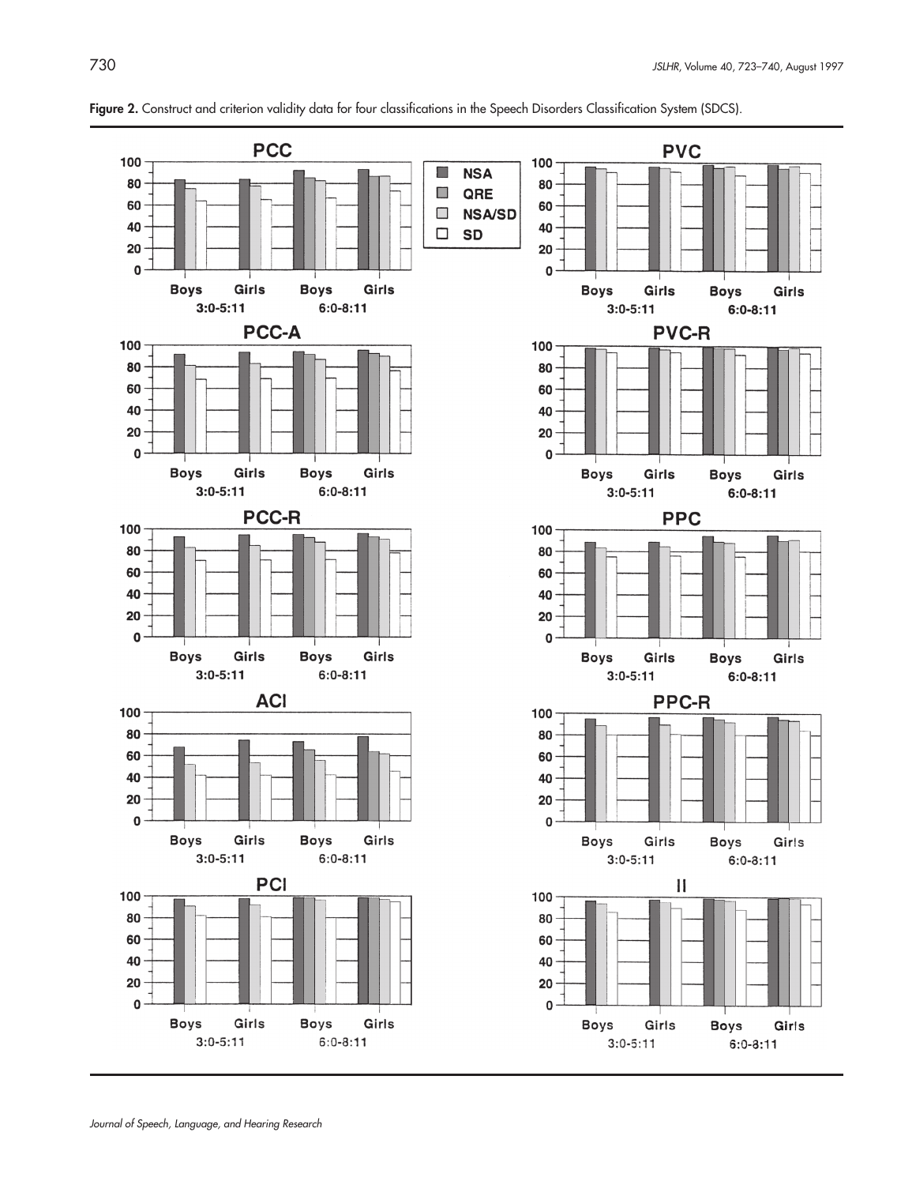**Figure 2.** Construct and criterion validity data for four classifications in the Speech Disorders Classification System (SDCS).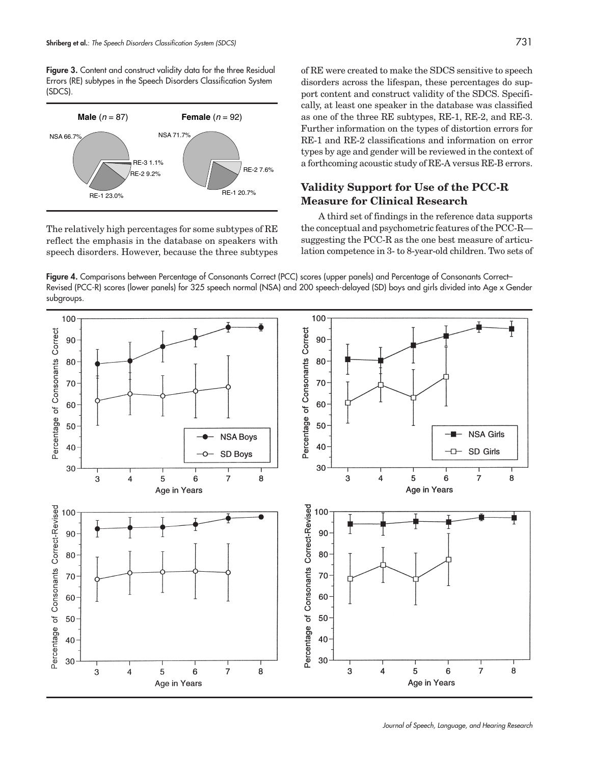**Figure 3.** Content and construct validity data for the three Residual Errors (RE) subtypes in the Speech Disorders Classification System (SDCS).

The relatively high percentages for some subtypes of RE reflect the emphasis in the database on speakers with speech disorders. However, because the three subtypes of RE were created to make the SDCS sensitive to speech disorders across the lifespan, these percentages do support content and construct validity of the SDCS. Specifically, at least one speaker in the database was classified as one of the three RE subtypes, RE-1, RE-2, and RE-3. Further information on the types of distortion errors for RE-1 and RE-2 classifications and information on error types by age and gender will be reviewed in the context of a forthcoming acoustic study of RE-A versus RE-B errors.

## Validity Support for Use of the PCC-R Measure for Clinical Research

A third set of findings in the reference data supports the conceptual and psychometric features of the PCC-R—suggesting the PCC-R as the one best measure of articulation competence in 3- to 8-year-old children. Two sets of

**Figure 4.** Comparisons between Percentage of Consonants Correct (PCC) scores (upper panels) and Percentage of Consonants Correct–Revised (PCC-R) scores (lower panels) for 325 speech normal (NSA) and 200 speech-delayed (SD) boys and girls divided into Age x Gender subgroups.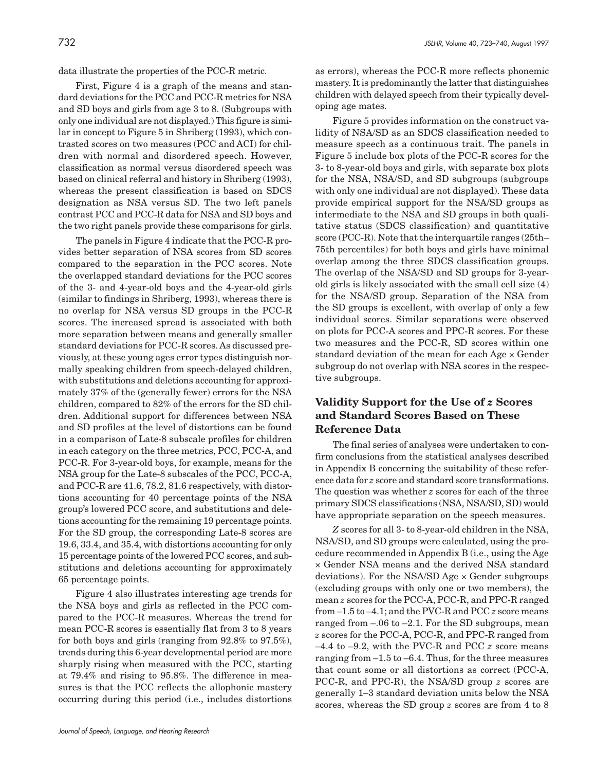data illustrate the properties of the PCC-R metric.

First, Figure 4 is a graph of the means and standard deviations for the PCC and PCC-R metrics for NSA and SD boys and girls from age 3 to 8. (Subgroups with only one individual are not displayed.) This figure is similar in concept to Figure 5 in Shriberg (1993), which contrasted scores on two measures (PCC and ACI) for children with normal and disordered speech. However, classification as normal versus disordered speech was based on clinical referral and history in Shriberg (1993), whereas the present classification is based on SDCS designation as NSA versus SD. The two left panels contrast PCC and PCC-R data for NSA and SD boys and the two right panels provide these comparisons for girls.

The panels in Figure 4 indicate that the PCC-R provides better separation of NSA scores from SD scores compared to the separation in the PCC scores. Note the overlapped standard deviations for the PCC scores of the 3- and 4-year-old boys and the 4-year-old girls (similar to findings in Shriberg, 1993), whereas there is no overlap for NSA versus SD groups in the PCC-R scores. The increased spread is associated with both more separation between means and generally smaller standard deviations for PCC-R scores. As discussed previously, at these young ages error types distinguish normally speaking children from speech-delayed children, with substitutions and deletions accounting for approximately 37% of the (generally fewer) errors for the NSA children, compared to 82% of the errors for the SD children. Additional support for differences between NSA and SD profiles at the level of distortions can be found in a comparison of Late-8 subscale profiles for children in each category on the three metrics, PCC, PCC-A, and PCC-R. For 3-year-old boys, for example, means for the NSA group for the Late-8 subscales of the PCC, PCC-A, and PCC-R are 41.6, 78.2, 81.6 respectively, with distortions accounting for 40 percentage points of the NSA group's lowered PCC score, and substitutions and deletions accounting for the remaining 19 percentage points. For the SD group, the corresponding Late-8 scores are 19.6, 33.4, and 35.4, with distortions accounting for only 15 percentage points of the lowered PCC scores, and substitutions and deletions accounting for approximately 65 percentage points.

Figure 4 also illustrates interesting age trends for the NSA boys and girls as reflected in the PCC compared to the PCC-R measures. Whereas the trend for mean PCC-R scores is essentially flat from 3 to 8 years for both boys and girls (ranging from 92.8% to 97.5%), trends during this 6-year developmental period are more sharply rising when measured with the PCC, starting at 79.4% and rising to 95.8%. The difference in measures is that the PCC reflects the allophonic mastery occurring during this period (i.e., includes distortions as errors), whereas the PCC-R more reflects phonemic mastery. It is predominantly the latter that distinguishes children with delayed speech from their typically developing age mates.

Figure 5 provides information on the construct validity of NSA/SD as an SDCS classification needed to measure speech as a continuous trait. The panels in Figure 5 include box plots of the PCC-R scores for the 3- to 8-year-old boys and girls, with separate box plots for the NSA, NSA/SD, and SD subgroups (subgroups with only one individual are not displayed). These data provide empirical support for the NSA/SD groups as intermediate to the NSA and SD groups in both qualitative status (SDCS classification) and quantitative score (PCC-R). Note that the interquartile ranges (25th–75th percentiles) for both boys and girls have minimal overlap among the three SDCS classification groups. The overlap of the NSA/SD and SD groups for 3-year-old girls is likely associated with the small cell size (4) for the NSA/SD group. Separation of the NSA from the SD groups is excellent, with overlap of only a few individual scores. Similar separations were observed on plots for PCC-A scores and PPC-R scores. For these two measures and the PCC-R, SD scores within one standard deviation of the mean for each Age × Gender subgroup do not overlap with NSA scores in the respective subgroups.

## Validity Support for the Use of *z* Scores and Standard Scores Based on These Reference Data

The final series of analyses were undertaken to confirm conclusions from the statistical analyses described in Appendix B concerning the suitability of these reference data for *z* score and standard score transformations. The question was whether *z* scores for each of the three primary SDCS classifications (NSA, NSA/SD, SD) would have appropriate separation on the speech measures.

*Z* scores for all 3- to 8-year-old children in the NSA, NSA/SD, and SD groups were calculated, using the procedure recommended in Appendix B (i.e., using the Age × Gender NSA means and the derived NSA standard deviations). For the NSA/SD Age × Gender subgroups (excluding groups with only one or two members), the mean *z* scores for the PCC-A, PCC-R, and PPC-R ranged from –1.5 to –4.1; and the PVC-R and PCC *z* score means ranged from –.06 to –2.1. For the SD subgroups, mean *z* scores for the PCC-A, PCC-R, and PPC-R ranged from –4.4 to –9.2, with the PVC-R and PCC *z* score means ranging from –1.5 to –6.4. Thus, for the three measures that count some or all distortions as correct (PCC-A, PCC-R, and PPC-R), the NSA/SD group *z* scores are generally 1–3 standard deviation units below the NSA scores, whereas the SD group *z* scores are from 4 to 8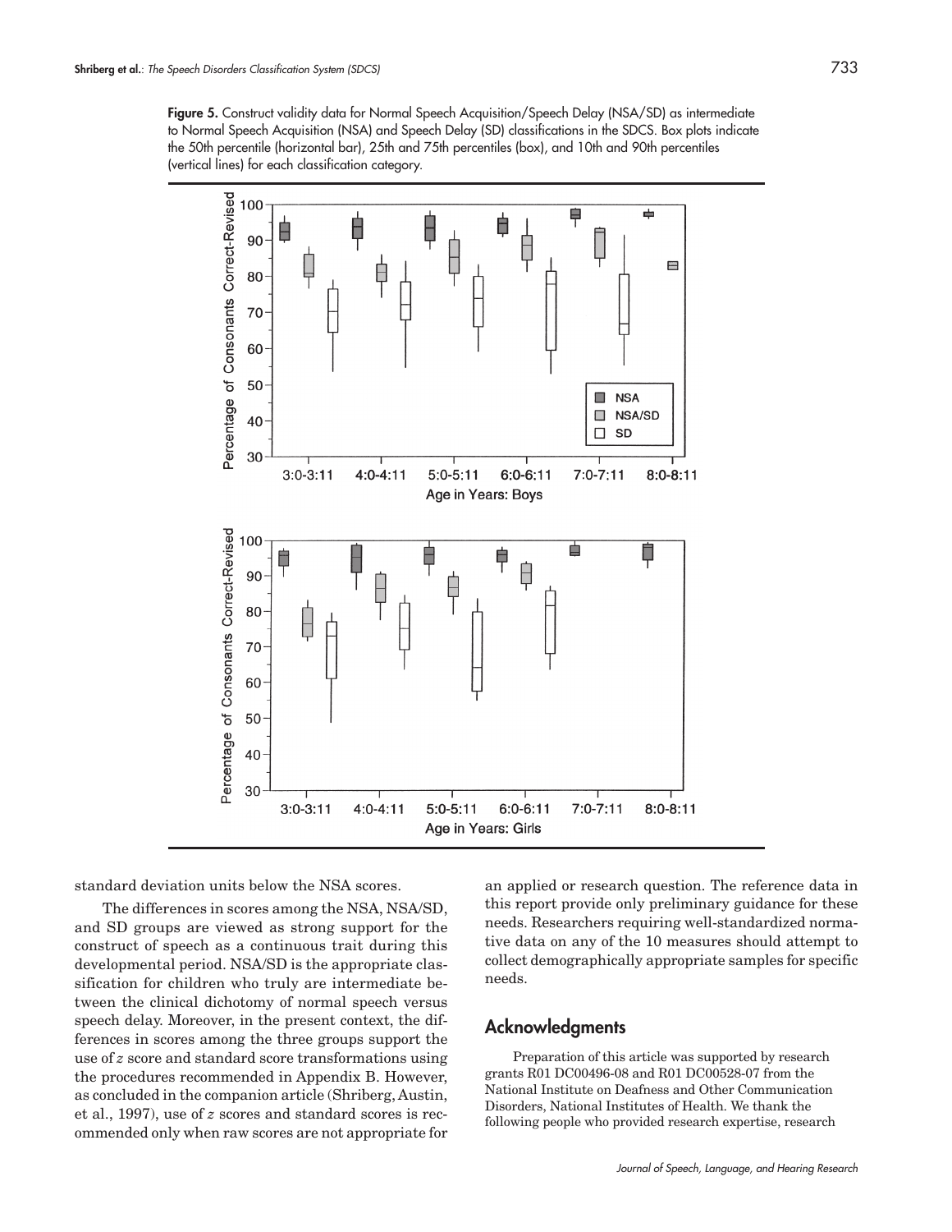**Figure 5.** Construct validity data for Normal Speech Acquisition/Speech Delay (NSA/SD) as intermediate to Normal Speech Acquisition (NSA) and Speech Delay (SD) classifications in the SDCS. Box plots indicate the 50th percentile (horizontal bar), 25th and 75th percentiles (box), and 10th and 90th percentiles (vertical lines) for each classification category.

standard deviation units below the NSA scores.

The differences in scores among the NSA, NSA/SD, and SD groups are viewed as strong support for the construct of speech as a continuous trait during this developmental period. NSA/SD is the appropriate classification for children who truly are intermediate between the clinical dichotomy of normal speech versus speech delay. Moreover, in the present context, the differences in scores among the three groups support the use of $z$ score and standard score transformations using the procedures recommended in Appendix B. However, as concluded in the companion article (Shriberg, Austin, et al., 1997), use of $z$ scores and standard scores is recommended only when raw scores are not appropriate for an applied or research question. The reference data in this report provide only preliminary guidance for these needs. Researchers requiring well-standardized normative data on any of the 10 measures should attempt to collect demographically appropriate samples for specific needs.

## Acknowledgments

Preparation of this article was supported by research grants R01 DC00496-08 and R01 DC00528-07 from the National Institute on Deafness and Other Communication Disorders, National Institutes of Health. We thank the following people who provided research expertise, research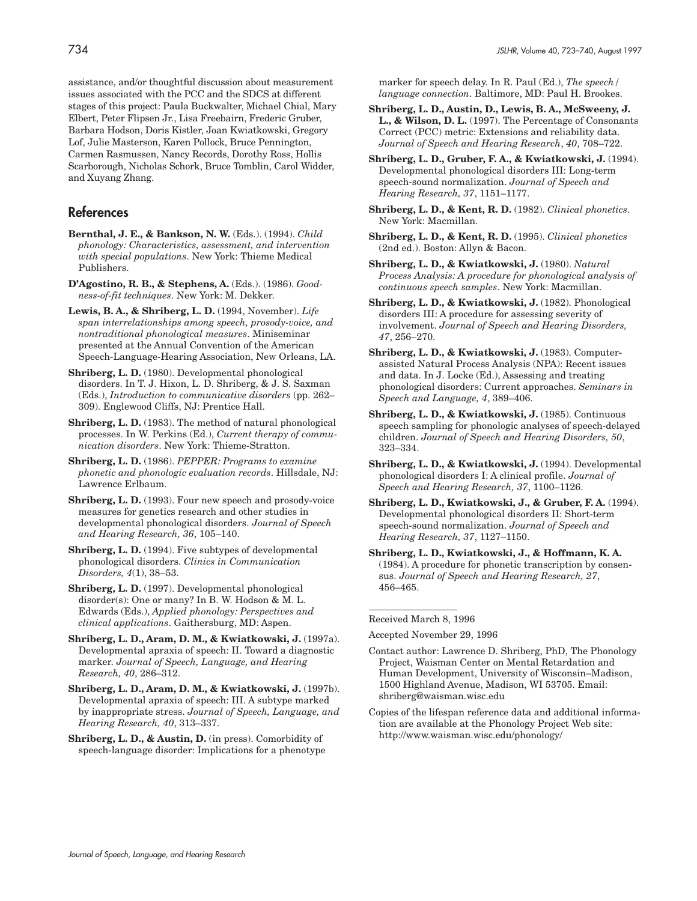assistance, and/or thoughtful discussion about measurement issues associated with the PCC and the SDCS at different stages of this project: Paula Buckwalter, Michael Chial, Mary Elbert, Peter Flipsen Jr., Lisa Freebairn, Frederic Gruber, Barbara Hodson, Doris Kistler, Joan Kwiatkowski, Gregory Lof, Julie Masterson, Karen Pollock, Bruce Pennington, Carmen Rasmussen, Nancy Records, Dorothy Ross, Hollis Scarborough, Nicholas Schork, Bruce Tomblin, Carol Widder, and Xuyang Zhang.

## References

**Bernthal, J. E., & Bankson, N. W.** (Eds.). (1994). *Child phonology: Characteristics, assessment, and intervention with special populations*. New York: Thieme Medical Publishers.

**D'Agostino, R. B., & Stephens, A.** (Eds.). (1986). *Goodness-of-fit techniques*. New York: M. Dekker.

**Lewis, B. A., & Shriberg, L. D.** (1994, November). *Life span interrelationships among speech, prosody-voice, and nontraditional phonological measures*. Miniseminar presented at the Annual Convention of the American Speech-Language-Hearing Association, New Orleans, LA.

**Shriberg, L. D.** (1980). Developmental phonological disorders. In T. J. Hixon, L. D. Shriberg, & J. S. Saxman (Eds.), *Introduction to communicative disorders* (pp. 262–309). Englewood Cliffs, NJ: Prentice Hall.

**Shriberg, L. D.** (1983). The method of natural phonological processes. In W. Perkins (Ed.), *Current therapy of communication disorders*. New York: Thieme-Stratton.

**Shriberg, L. D.** (1986). *PEPPER: Programs to examine phonetic and phonologic evaluation records*. Hillsdale, NJ: Lawrence Erlbaum.

**Shriberg, L. D.** (1993). Four new speech and prosody-voice measures for genetics research and other studies in developmental phonological disorders. *Journal of Speech and Hearing Research, 36*, 105–140.

**Shriberg, L. D.** (1994). Five subtypes of developmental phonological disorders. *Clinics in Communication Disorders, 4*(1), 38–53.

**Shriberg, L. D.** (1997). Developmental phonological disorder(s): One or many? In B. W. Hodson & M. L. Edwards (Eds.), *Applied phonology: Perspectives and clinical applications*. Gaithersburg, MD: Aspen.

**Shriberg, L. D., Aram, D. M., & Kwiatkowski, J.** (1997a). Developmental apraxia of speech: II. Toward a diagnostic marker. *Journal of Speech, Language, and Hearing Research, 40*, 286–312.

**Shriberg, L. D., Aram, D. M., & Kwiatkowski, J.** (1997b). Developmental apraxia of speech: III. A subtype marked by inappropriate stress. *Journal of Speech, Language, and Hearing Research, 40*, 313–337.

**Shriberg, L. D., & Austin, D.** (in press). Comorbidity of speech-language disorder: Implications for a phenotype marker for speech delay. In R. Paul (Ed.), *The speech/language connection*. Baltimore, MD: Paul H. Brookes.

**Shriberg, L. D., Austin, D., Lewis, B. A., McSweeny, J. L., & Wilson, D. L.** (1997). The Percentage of Consonants Correct (PCC) metric: Extensions and reliability data. *Journal of Speech and Hearing Research*, *40*, 708–722.

**Shriberg, L. D., Gruber, F. A., & Kwiatkowski, J.** (1994). Developmental phonological disorders III: Long-term speech-sound normalization. *Journal of Speech and Hearing Research, 37*, 1151–1177.

**Shriberg, L. D., & Kent, R. D.** (1982). *Clinical phonetics*. New York: Macmillan.

**Shriberg, L. D., & Kent, R. D.** (1995). *Clinical phonetics* (2nd ed.). Boston: Allyn & Bacon.

**Shriberg, L. D., & Kwiatkowski, J.** (1980). *Natural Process Analysis: A procedure for phonological analysis of continuous speech samples*. New York: Macmillan.

**Shriberg, L. D., & Kwiatkowski, J.** (1982). Phonological disorders III: A procedure for assessing severity of involvement. *Journal of Speech and Hearing Disorders, 47*, 256–270.

**Shriberg, L. D., & Kwiatkowski, J.** (1983). Computer-assisted Natural Process Analysis (NPA): Recent issues and data. In J. Locke (Ed.), Assessing and treating phonological disorders: Current approaches. *Seminars in Speech and Language, 4*, 389–406.

**Shriberg, L. D., & Kwiatkowski, J.** (1985). Continuous speech sampling for phonologic analyses of speech-delayed children. *Journal of Speech and Hearing Disorders, 50*, 323–334.

**Shriberg, L. D., & Kwiatkowski, J.** (1994). Developmental phonological disorders I: A clinical profile. *Journal of Speech and Hearing Research, 37*, 1100–1126.

**Shriberg, L. D., Kwiatkowski, J., & Gruber, F. A.** (1994). Developmental phonological disorders II: Short-term speech-sound normalization. *Journal of Speech and Hearing Research, 37*, 1127–1150.

**Shriberg, L. D., Kwiatkowski, J., & Hoffmann, K. A.** (1984). A procedure for phonetic transcription by consensus. *Journal of Speech and Hearing Research, 27*, 456–465.

---

Received March 8, 1996

Accepted November 29, 1996

Contact author: Lawrence D. Shriberg, PhD, The Phonology Project, Waisman Center on Mental Retardation and Human Development, University of Wisconsin–Madison, 1500 Highland Avenue, Madison, WI 53705. Email: shriberg@waisman.wisc.edu

Copies of the lifespan reference data and additional information are available at the Phonology Project Web site: http://www.waisman.wisc.edu/phonology/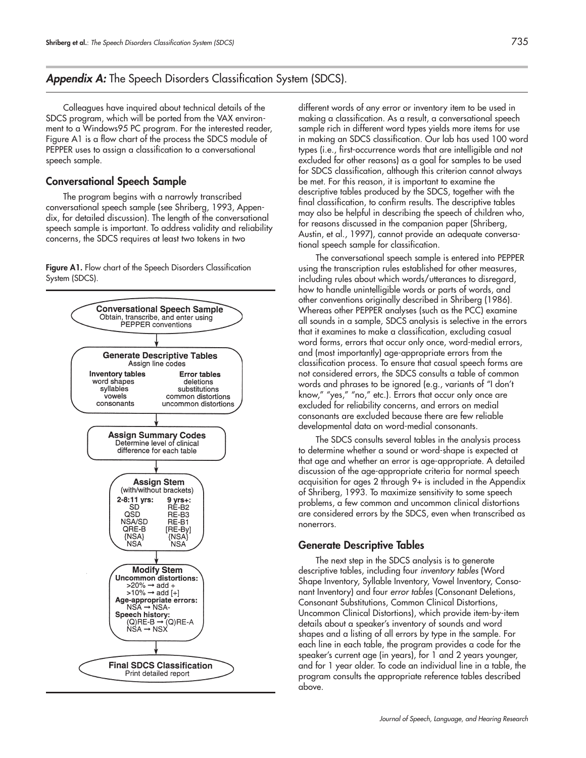## *Appendix A:* The Speech Disorders Classification System (SDCS).

Colleagues have inquired about technical details of the SDCS program, which will be ported from the VAX environment to a Windows95 PC program. For the interested reader, Figure A1 is a flow chart of the process the SDCS module of PEPPER uses to assign a classification to a conversational speech sample.

### Conversational Speech Sample

The program begins with a narrowly transcribed conversational speech sample (see Shriberg, 1993, Appendix, for detailed discussion). The length of the conversational speech sample is important. To address validity and reliability concerns, the SDCS requires at least two tokens in two different words of any error or inventory item to be used in making a classification. As a result, a conversational speech sample rich in different word types yields more items for use in making an SDCS classification. Our lab has used 100 word types (i.e., first-occurrence words that are intelligible and not excluded for other reasons) as a goal for samples to be used for SDCS classification, although this criterion cannot always be met. For this reason, it is important to examine the descriptive tables produced by the SDCS, together with the final classification, to confirm results. The descriptive tables may also be helpful in describing the speech of children who, for reasons discussed in the companion paper (Shriberg, Austin, et al., 1997), cannot provide an adequate conversational speech sample for classification.

**Figure A1.** Flow chart of the Speech Disorders Classification System (SDCS).

**Conversational Speech Sample**
Obtain, transcribe, and enter using PEPPER conventions

↓

**Generate Descriptive Tables**
Assign line codes

| Inventory tables | Error tables |
|---|---|
| word shapes | deletions |
| syllables | substitutions |
| vowels | common distortions |
| consonants | uncommon distortions |

↓

**Assign Summary Codes**
Determine level of clinical difference for each table

↓

**Assign Stem**
(with/without brackets)

| 2-8:11 yrs: | 9 yrs+: |
|---|---|
| SD | RE-B2 |
| QSD | RE-B3 |
| NSA/SD | RE-B1 |
| QRE-B | [RE-By] |
| {NSA} | {NSA} |
| NSA | NSA |

↓

**Modify Stem**
**Uncommon distortions:**
>20% → add +
>10% → add [+]
**Age-appropriate errors:**
NSA → NSA-
**Speech history:**
(Q)RE-B → (Q)RE-A
NSA → NSX

↓

**Final SDCS Classification**
Print detailed report

The conversational speech sample is entered into PEPPER using the transcription rules established for other measures, including rules about which words/utterances to disregard, how to handle unintelligible words or parts of words, and other conventions originally described in Shriberg (1986). Whereas other PEPPER analyses (such as the PCC) examine all sounds in a sample, SDCS analysis is selective in the errors that it examines to make a classification, excluding casual word forms, errors that occur only once, word-medial errors, and (most importantly) age-appropriate errors from the classification process. To ensure that casual speech forms are not considered errors, the SDCS consults a table of common words and phrases to be ignored (e.g., variants of "I don't know," "yes," "no," etc.). Errors that occur only once are excluded for reliability concerns, and errors on medial consonants are excluded because there are few reliable developmental data on word-medial consonants.

The SDCS consults several tables in the analysis process to determine whether a sound or word-shape is expected at that age and whether an error is age-appropriate. A detailed discussion of the age-appropriate criteria for normal speech acquisition for ages 2 through 9+ is included in the Appendix of Shriberg, 1993. To maximize sensitivity to some speech problems, a few common and uncommon clinical distortions are considered errors by the SDCS, even when transcribed as nonerrors.

### Generate Descriptive Tables

The next step in the SDCS analysis is to generate descriptive tables, including four *inventory tables* (Word Shape Inventory, Syllable Inventory, Vowel Inventory, Consonant Inventory) and four *error tables* (Consonant Deletions, Consonant Substitutions, Common Clinical Distortions, Uncommon Clinical Distortions), which provide item-by-item details about a speaker's inventory of sounds and word shapes and a listing of all errors by type in the sample. For each line in each table, the program provides a code for the speaker's current age (in years), for 1 and 2 years younger, and for 1 year older. To code an individual line in a table, the program consults the appropriate reference tables described above.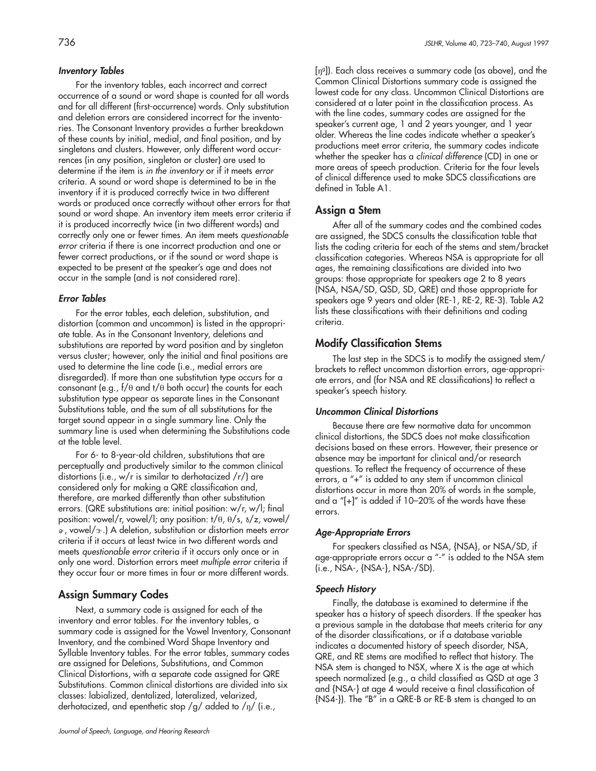### *Inventory Tables*

For the inventory tables, each incorrect and correct occurrence of a sound or word shape is counted for all words and for all different (first-occurrence) words. Only substitution and deletion errors are considered incorrect for the inventories. The Consonant Inventory provides a further breakdown of these counts by initial, medial, and final position, and by singletons and clusters. However, only different word occurrences (in any position, singleton or cluster) are used to determine if the item is *in the inventory* or if it meets *error* criteria. A sound or word shape is determined to be in the inventory if it is produced correctly twice in two different words or produced once correctly without other errors for that sound or word shape. An inventory item meets error criteria if it is produced incorrectly twice (in two different words) and correctly only one or fewer times. An item meets *questionable error* criteria if there is one incorrect production and one or fewer correct productions, or if the sound or word shape is expected to be present at the speaker's age and does not occur in the sample (and is not considered rare).

### *Error Tables*

For the error tables, each deletion, substitution, and distortion (common and uncommon) is listed in the appropriate table. As in the Consonant Inventory, deletions and substitutions are reported by word position and by singleton versus cluster; however, only the initial and final positions are used to determine the line code (i.e., medial errors are disregarded). If more than one substitution type occurs for a consonant (e.g., f/θ and t/θ both occur) the counts for each substitution type appear as separate lines in the Consonant Substitutions table, and the sum of all substitutions for the target sound appear in a single summary line. Only the summary line is used when determining the Substitutions code at the table level.

For 6- to 8-year-old children, substitutions that are perceptually and productively similar to the common clinical distortions (i.e., w/r is similar to derhotacized /r/) are considered only for making a QRE classification and, therefore, are marked differently than other substitution errors. (QRE substitutions are: initial position: w/r, w/l; final position: vowel/r, vowel/l; any position: t/θ, θ/s, ð/z, vowel/ɚ, vowel/ɝ.) A deletion, substitution or distortion meets *error* criteria if it occurs at least twice in two different words and meets *questionable error* criteria if it occurs only once or in only one word. Distortion errors meet *multiple error* criteria if they occur four or more times in four or more different words.

## Assign Summary Codes

Next, a summary code is assigned for each of the inventory and error tables. For the inventory tables, a summary code is assigned for the Vowel Inventory, Consonant Inventory, and the combined Word Shape Inventory and Syllable Inventory tables. For the error tables, summary codes are assigned for Deletions, Substitutions, and Common Clinical Distortions, with a separate code assigned for QRE Substitutions. Common clinical distortions are divided into six classes: labialized, dentalized, lateralized, velarized, derhotacized, and epenthetic stop /g/ added to /ŋ/ (i.e., [ŋᵍ]). Each class receives a summary code (as above), and the Common Clinical Distortions summary code is assigned the lowest code for any class. Uncommon Clinical Distortions are considered at a later point in the classification process. As with the line codes, summary codes are assigned for the speaker's current age, 1 and 2 years younger, and 1 year older. Whereas the line codes indicate whether a speaker's productions meet error criteria, the summary codes indicate whether the speaker has a *clinical difference* (CD) in one or more areas of speech production. Criteria for the four levels of clinical difference used to make SDCS classifications are defined in Table A1.

## Assign a Stem

After all of the summary codes and the combined codes are assigned, the SDCS consults the classification table that lists the coding criteria for each of the stems and stem/bracket classification categories. Whereas NSA is appropriate for all ages, the remaining classifications are divided into two groups: those appropriate for speakers age 2 to 8 years (NSA, NSA/SD, QSD, SD, QRE) and those appropriate for speakers age 9 years and older (RE-1, RE-2, RE-3). Table A2 lists these classifications with their definitions and coding criteria.

## Modify Classification Stems

The last step in the SDCS is to modify the assigned stem/brackets to reflect uncommon distortion errors, age-appropriate errors, and (for NSA and RE classifications) to reflect a speaker's speech history.

### *Uncommon Clinical Distortions*

Because there are few normative data for uncommon clinical distortions, the SDCS does not make classification decisions based on these errors. However, their presence or absence may be important for clinical and/or research questions. To reflect the frequency of occurrence of these errors, a "+" is added to any stem if uncommon clinical distortions occur in more than 20% of words in the sample, and a "[+]" is added if 10–20% of the words have these errors.

### *Age-Appropriate Errors*

For speakers classified as NSA, {NSA}, or NSA/SD, if age-appropriate errors occur a "-" is added to the NSA stem (i.e., NSA-, {NSA-}, NSA-/SD).

### *Speech History*

Finally, the database is examined to determine if the speaker has a history of speech disorders. If the speaker has a previous sample in the database that meets criteria for any of the disorder classifications, or if a database variable indicates a documented history of speech disorder, NSA, QRE, and RE stems are modified to reflect that history. The NSA stem is changed to NSX, where X is the age at which speech normalized (e.g., a child classified as QSD at age 3 and {NSA-} at age 4 would receive a final classification of {NS4-}). The "B" in a QRE-B or RE-B stem is changed to an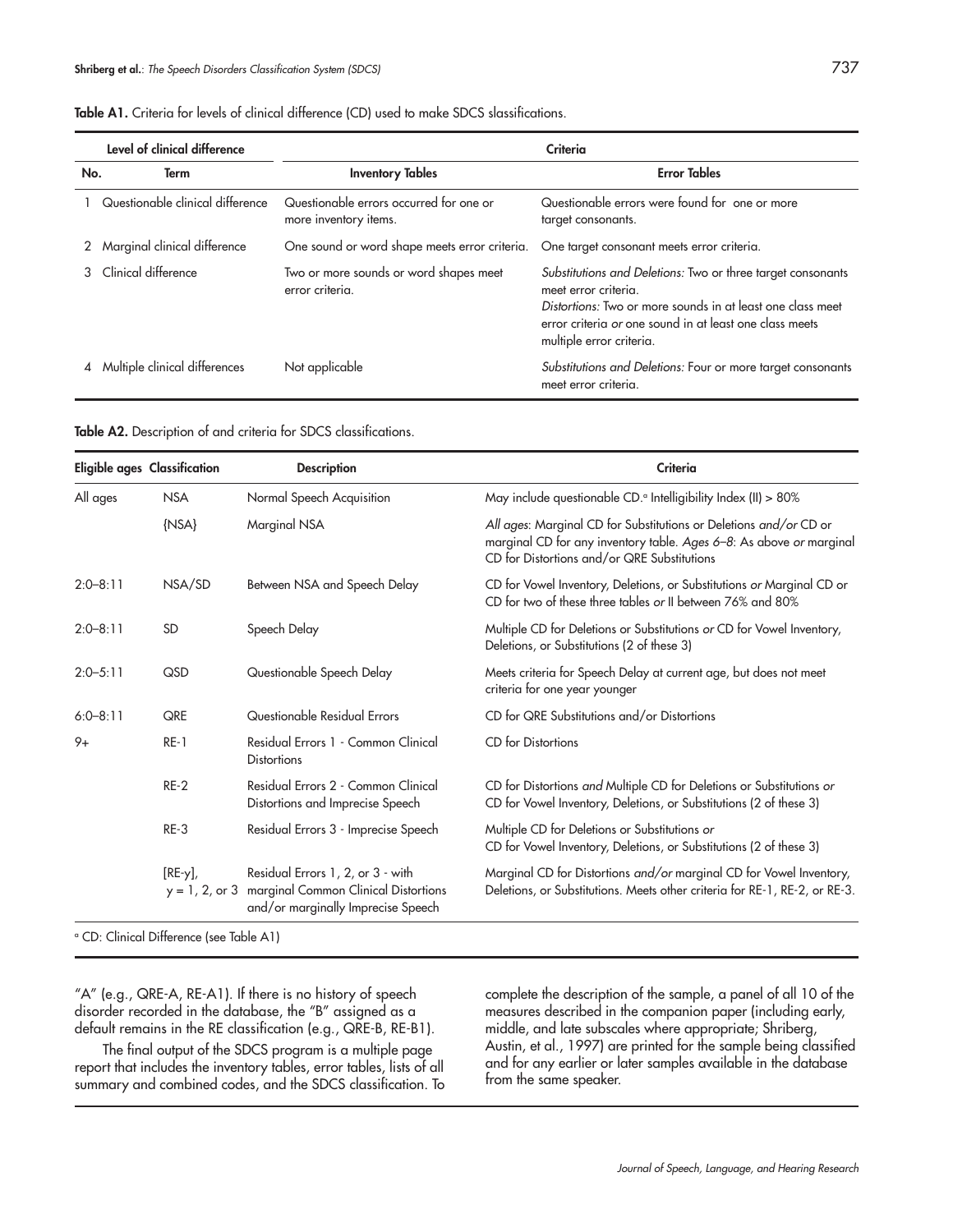**Table A1.** Criteria for levels of clinical difference (CD) used to make SDCS slassifications.

| Level of clinical difference | | Criteria | |
|---|---|---|---|
| No. | Term | Inventory Tables | Error Tables |
| 1 | Questionable clinical difference | Questionable errors occurred for one or more inventory items. | Questionable errors were found for one or more target consonants. |
| 2 | Marginal clinical difference | One sound or word shape meets error criteria. | One target consonant meets error criteria. |
| 3 | Clinical difference | Two or more sounds or word shapes meet error criteria. | *Substitutions and Deletions:* Two or three target consonants meet error criteria. *Distortions:* Two or more sounds in at least one class meet error criteria *or* one sound in at least one class meets multiple error criteria. |
| 4 | Multiple clinical differences | Not applicable | *Substitutions and Deletions:* Four or more target consonants meet error criteria. |

**Table A2.** Description of and criteria for SDCS classifications.

| Eligible ages | Classification | Description | Criteria |
|---|---|---|---|
| All ages | NSA | Normal Speech Acquisition | May include questionable CD.[a] Intelligibility Index (II) > 80% |
| | {NSA} | Marginal NSA | *All ages*: Marginal CD for Substitutions or Deletions *and/or* CD or marginal CD for any inventory table. *Ages 6–8*: As above *or* marginal CD for Distortions and/or QRE Substitutions |
| 2:0–8:11 | NSA/SD | Between NSA and Speech Delay | CD for Vowel Inventory, Deletions, or Substitutions *or* Marginal CD or CD for two of these three tables *or* II between 76% and 80% |
| 2:0–8:11 | SD | Speech Delay | Multiple CD for Deletions or Substitutions *or* CD for Vowel Inventory, Deletions, or Substitutions (2 of these 3) |
| 2:0–5:11 | QSD | Questionable Speech Delay | Meets criteria for Speech Delay at current age, but does not meet criteria for one year younger |
| 6:0–8:11 | QRE | Questionable Residual Errors | CD for QRE Substitutions and/or Distortions |
| 9+ | RE-1 | Residual Errors 1 - Common Clinical Distortions | CD for Distortions |
| | RE-2 | Residual Errors 2 - Common Clinical Distortions and Imprecise Speech | CD for Distortions *and* Multiple CD for Deletions or Substitutions *or* CD for Vowel Inventory, Deletions, or Substitutions (2 of these 3) |
| | RE-3 | Residual Errors 3 - Imprecise Speech | Multiple CD for Deletions or Substitutions *or* CD for Vowel Inventory, Deletions, or Substitutions (2 of these 3) |
| | [RE-y], y = 1, 2, or 3 | Residual Errors 1, 2, or 3 - with marginal Common Clinical Distortions and/or marginally Imprecise Speech | Marginal CD for Distortions *and/or* marginal CD for Vowel Inventory, Deletions, or Substitutions. Meets other criteria for RE-1, RE-2, or RE-3. |

[a] CD: Clinical Difference (see Table A1)

"A" (e.g., QRE-A, RE-A1). If there is no history of speech disorder recorded in the database, the "B" assigned as a default remains in the RE classification (e.g., QRE-B, RE-B1).

The final output of the SDCS program is a multiple page report that includes the inventory tables, error tables, lists of all summary and combined codes, and the SDCS classification. To complete the description of the sample, a panel of all 10 of the measures described in the companion paper (including early, middle, and late subscales where appropriate; Shriberg, Austin, et al., 1997) are printed for the sample being classified and for any earlier or later samples available in the database from the same speaker.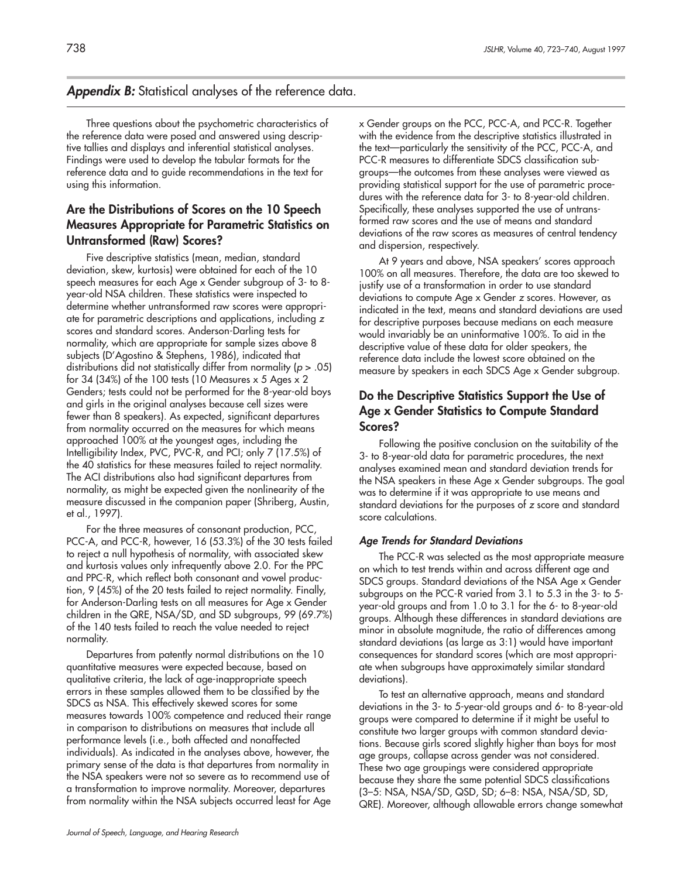## *Appendix B:* Statistical analyses of the reference data.

Three questions about the psychometric characteristics of the reference data were posed and answered using descriptive tallies and displays and inferential statistical analyses. Findings were used to develop the tabular formats for the reference data and to guide recommendations in the text for using this information.

### Are the Distributions of Scores on the 10 Speech Measures Appropriate for Parametric Statistics on Untransformed (Raw) Scores?

Five descriptive statistics (mean, median, standard deviation, skew, kurtosis) were obtained for each of the 10 speech measures for each Age x Gender subgroup of 3- to 8-year-old NSA children. These statistics were inspected to determine whether untransformed raw scores were appropriate for parametric descriptions and applications, including *z* scores and standard scores. Anderson-Darling tests for normality, which are appropriate for sample sizes above 8 subjects (D'Agostino & Stephens, 1986), indicated that distributions did not statistically differ from normality ($p > .05$) for 34 (34%) of the 100 tests (10 Measures x 5 Ages x 2 Genders; tests could not be performed for the 8-year-old boys and girls in the original analyses because cell sizes were fewer than 8 speakers). As expected, significant departures from normality occurred on the measures for which means approached 100% at the youngest ages, including the Intelligibility Index, PVC, PVC-R, and PCI; only 7 (17.5%) of the 40 statistics for these measures failed to reject normality. The ACI distributions also had significant departures from normality, as might be expected given the nonlinearity of the measure discussed in the companion paper (Shriberg, Austin, et al., 1997).

For the three measures of consonant production, PCC, PCC-A, and PCC-R, however, 16 (53.3%) of the 30 tests failed to reject a null hypothesis of normality, with associated skew and kurtosis values only infrequently above 2.0. For the PPC and PPC-R, which reflect both consonant and vowel production, 9 (45%) of the 20 tests failed to reject normality. Finally, for Anderson-Darling tests on all measures for Age x Gender children in the QRE, NSA/SD, and SD subgroups, 99 (69.7%) of the 140 tests failed to reach the value needed to reject normality.

Departures from patently normal distributions on the 10 quantitative measures were expected because, based on qualitative criteria, the lack of age-inappropriate speech errors in these samples allowed them to be classified by the SDCS as NSA. This effectively skewed scores for some measures towards 100% competence and reduced their range in comparison to distributions on measures that include all performance levels (i.e., both affected and nonaffected individuals). As indicated in the analyses above, however, the primary sense of the data is that departures from normality in the NSA speakers were not so severe as to recommend use of a transformation to improve normality. Moreover, departures from normality within the NSA subjects occurred least for Age x Gender groups on the PCC, PCC-A, and PCC-R. Together with the evidence from the descriptive statistics illustrated in the text—particularly the sensitivity of the PCC, PCC-A, and PCC-R measures to differentiate SDCS classification subgroups—the outcomes from these analyses were viewed as providing statistical support for the use of parametric procedures with the reference data for 3- to 8-year-old children. Specifically, these analyses supported the use of untransformed raw scores and the use of means and standard deviations of the raw scores as measures of central tendency and dispersion, respectively.

At 9 years and above, NSA speakers' scores approach 100% on all measures. Therefore, the data are too skewed to justify use of a transformation in order to use standard deviations to compute Age x Gender *z* scores. However, as indicated in the text, means and standard deviations are used for descriptive purposes because medians on each measure would invariably be an uninformative 100%. To aid in the descriptive value of these data for older speakers, the reference data include the lowest score obtained on the measure by speakers in each SDCS Age x Gender subgroup.

### Do the Descriptive Statistics Support the Use of Age x Gender Statistics to Compute Standard Scores?

Following the positive conclusion on the suitability of the 3- to 8-year-old data for parametric procedures, the next analyses examined mean and standard deviation trends for the NSA speakers in these Age x Gender subgroups. The goal was to determine if it was appropriate to use means and standard deviations for the purposes of *z* score and standard score calculations.

#### *Age Trends for Standard Deviations*

The PCC-R was selected as the most appropriate measure on which to test trends within and across different age and SDCS groups. Standard deviations of the NSA Age x Gender subgroups on the PCC-R varied from 3.1 to 5.3 in the 3- to 5-year-old groups and from 1.0 to 3.1 for the 6- to 8-year-old groups. Although these differences in standard deviations are minor in absolute magnitude, the ratio of differences among standard deviations (as large as 3:1) would have important consequences for standard scores (which are most appropriate when subgroups have approximately similar standard deviations).

To test an alternative approach, means and standard deviations in the 3- to 5-year-old groups and 6- to 8-year-old groups were compared to determine if it might be useful to constitute two larger groups with common standard deviations. Because girls scored slightly higher than boys for most age groups, collapse across gender was not considered. These two age groupings were considered appropriate because they share the same potential SDCS classifications (3–5: NSA, NSA/SD, QSD, SD; 6–8: NSA, NSA/SD, SD, QRE). Moreover, although allowable errors change somewhat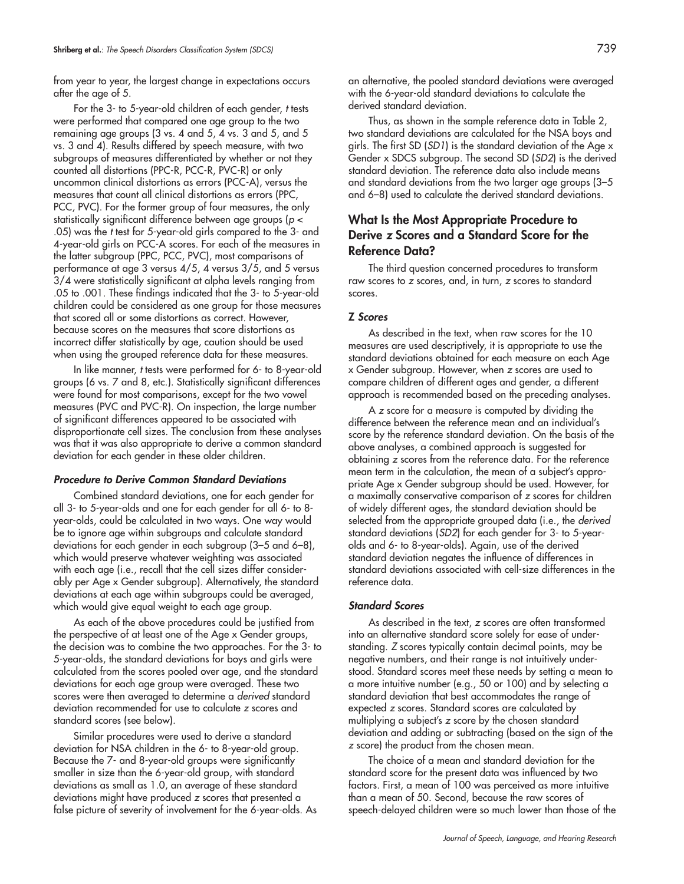from year to year, the largest change in expectations occurs after the age of 5.

For the 3- to 5-year-old children of each gender, *t* tests were performed that compared one age group to the two remaining age groups (3 vs. 4 and 5, 4 vs. 3 and 5, and 5 vs. 3 and 4). Results differed by speech measure, with two subgroups of measures differentiated by whether or not they counted all distortions (PPC-R, PCC-R, PVC-R) or only uncommon clinical distortions as errors (PCC-A), versus the measures that count all clinical distortions as errors (PPC, PCC, PVC). For the former group of four measures, the only statistically significant difference between age groups ($p < .05$) was the *t* test for 5-year-old girls compared to the 3- and 4-year-old girls on PCC-A scores. For each of the measures in the latter subgroup (PPC, PCC, PVC), most comparisons of performance at age 3 versus 4/5, 4 versus 3/5, and 5 versus 3/4 were statistically significant at alpha levels ranging from .05 to .001. These findings indicated that the 3- to 5-year-old children could be considered as one group for those measures that scored all or some distortions as correct. However, because scores on the measures that score distortions as incorrect differ statistically by age, caution should be used when using the grouped reference data for these measures.

In like manner, *t* tests were performed for 6- to 8-year-old groups (6 vs. 7 and 8, etc.). Statistically significant differences were found for most comparisons, except for the two vowel measures (PVC and PVC-R). On inspection, the large number of significant differences appeared to be associated with disproportionate cell sizes. The conclusion from these analyses was that it was also appropriate to derive a common standard deviation for each gender in these older children.

#### *Procedure to Derive Common Standard Deviations*

Combined standard deviations, one for each gender for all 3- to 5-year-olds and one for each gender for all 6- to 8-year-olds, could be calculated in two ways. One way would be to ignore age within subgroups and calculate standard deviations for each gender in each subgroup (3–5 and 6–8), which would preserve whatever weighting was associated with each age (i.e., recall that the cell sizes differ considerably per Age x Gender subgroup). Alternatively, the standard deviations at each age within subgroups could be averaged, which would give equal weight to each age group.

As each of the above procedures could be justified from the perspective of at least one of the Age x Gender groups, the decision was to combine the two approaches. For the 3- to 5-year-olds, the standard deviations for boys and girls were calculated from the scores pooled over age, and the standard deviations for each age group were averaged. These two scores were then averaged to determine a *derived* standard deviation recommended for use to calculate *z* scores and standard scores (see below).

Similar procedures were used to derive a standard deviation for NSA children in the 6- to 8-year-old group. Because the 7- and 8-year-old groups were significantly smaller in size than the 6-year-old group, with standard deviations as small as 1.0, an average of these standard deviations might have produced *z* scores that presented a false picture of severity of involvement for the 6-year-olds. As an alternative, the pooled standard deviations were averaged with the 6-year-old standard deviations to calculate the derived standard deviation.

Thus, as shown in the sample reference data in Table 2, two standard deviations are calculated for the NSA boys and girls. The first SD (*SD1*) is the standard deviation of the Age x Gender x SDCS subgroup. The second SD (*SD2*) is the derived standard deviation. The reference data also include means and standard deviations from the two larger age groups (3–5 and 6–8) used to calculate the derived standard deviations.

### What Is the Most Appropriate Procedure to Derive *z* Scores and a Standard Score for the Reference Data?

The third question concerned procedures to transform raw scores to *z* scores, and, in turn, *z* scores to standard scores.

#### *Z Scores*

As described in the text, when raw scores for the 10 measures are used descriptively, it is appropriate to use the standard deviations obtained for each measure on each Age x Gender subgroup. However, when *z* scores are used to compare children of different ages and gender, a different approach is recommended based on the preceding analyses.

A *z* score for a measure is computed by dividing the difference between the reference mean and an individual's score by the reference standard deviation. On the basis of the above analyses, a combined approach is suggested for obtaining *z* scores from the reference data. For the reference mean term in the calculation, the mean of a subject's appropriate Age x Gender subgroup should be used. However, for a maximally conservative comparison of *z* scores for children of widely different ages, the standard deviation should be selected from the appropriate grouped data (i.e., the *derived* standard deviations (*SD2*) for each gender for 3- to 5-year-olds and 6- to 8-year-olds). Again, use of the derived standard deviation negates the influence of differences in standard deviations associated with cell-size differences in the reference data.

#### *Standard Scores*

As described in the text, *z* scores are often transformed into an alternative standard score solely for ease of understanding. *Z* scores typically contain decimal points, may be negative numbers, and their range is not intuitively understood. Standard scores meet these needs by setting a mean to a more intuitive number (e.g., 50 or 100) and by selecting a standard deviation that best accommodates the range of expected *z* scores. Standard scores are calculated by multiplying a subject's *z* score by the chosen standard deviation and adding or subtracting (based on the sign of the *z* score) the product from the chosen mean.

The choice of a mean and standard deviation for the standard score for the present data was influenced by two factors. First, a mean of 100 was perceived as more intuitive than a mean of 50. Second, because the raw scores of speech-delayed children were so much lower than those of the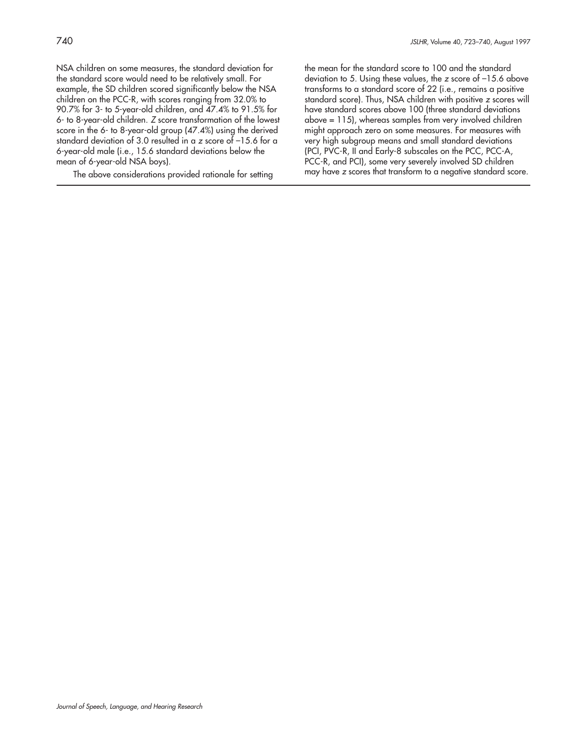NSA children on some measures, the standard deviation for the standard score would need to be relatively small. For example, the SD children scored significantly below the NSA children on the PCC-R, with scores ranging from 32.0% to 90.7% for 3- to 5-year-old children, and 47.4% to 91.5% for 6- to 8-year-old children. *Z* score transformation of the lowest score in the 6- to 8-year-old group (47.4%) using the derived standard deviation of 3.0 resulted in a *z* score of –15.6 for a 6-year-old male (i.e., 15.6 standard deviations below the mean of 6-year-old NSA boys).

The above considerations provided rationale for setting the mean for the standard score to 100 and the standard deviation to 5. Using these values, the *z* score of –15.6 above transforms to a standard score of 22 (i.e., remains a positive standard score). Thus, NSA children with positive *z* scores will have standard scores above 100 (three standard deviations above = 115), whereas samples from very involved children might approach zero on some measures. For measures with very high subgroup means and small standard deviations (PCI, PVC-R, II and Early-8 subscales on the PCC, PCC-A, PCC-R, and PCI), some very severely involved SD children may have *z* scores that transform to a negative standard score.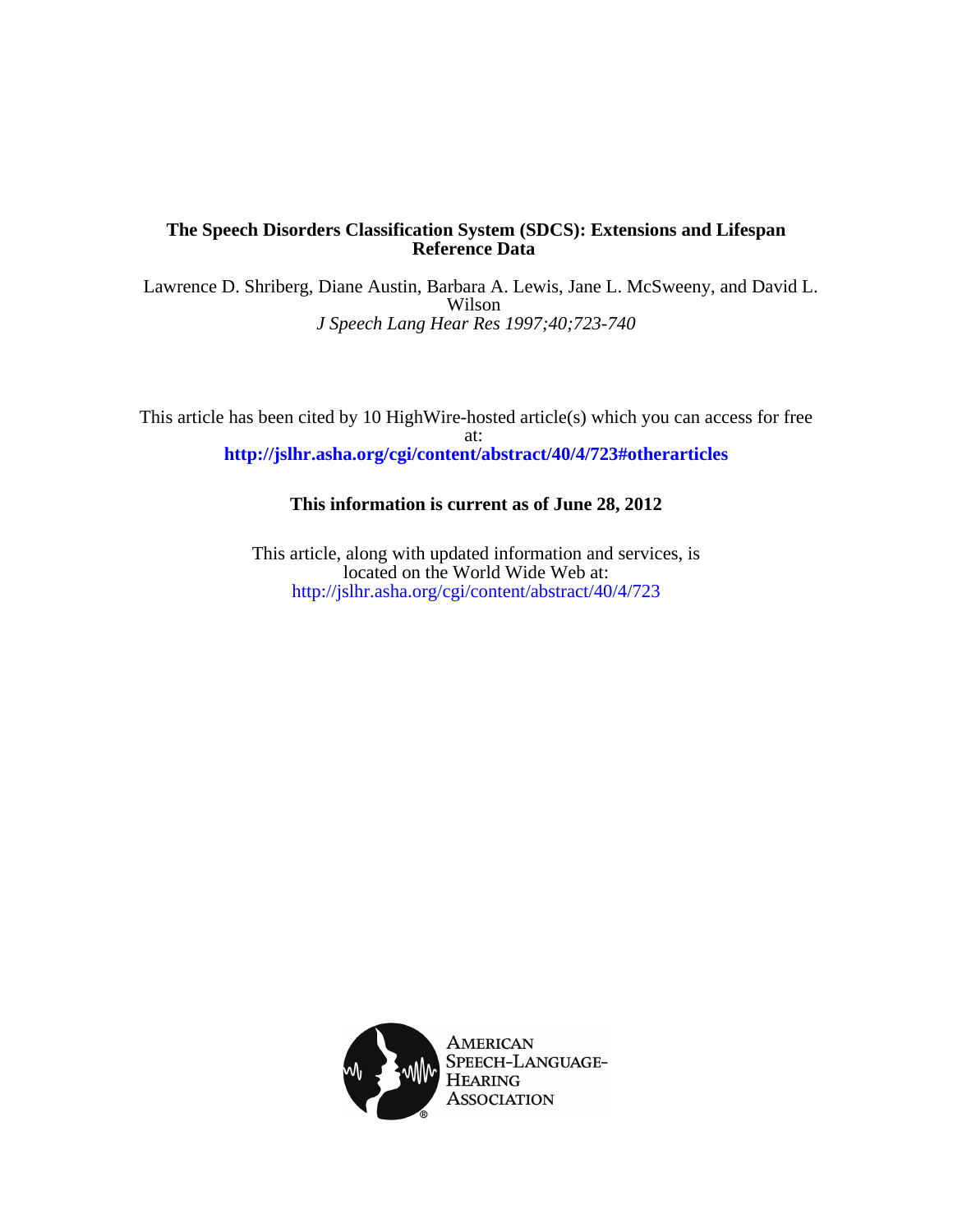**The Speech Disorders Classification System (SDCS): Extensions and Lifespan Reference Data**

Lawrence D. Shriberg, Diane Austin, Barbara A. Lewis, Jane L. McSweeny, and David L. Wilson

*J Speech Lang Hear Res 1997;40;723-740*

This article has been cited by 10 HighWire-hosted article(s) which you can access for free at:

**http://jslhr.asha.org/cgi/content/abstract/40/4/723#otherarticles**

**This information is current as of June 28, 2012**

This article, along with updated information and services, is located on the World Wide Web at:

http://jslhr.asha.org/cgi/content/abstract/40/4/723

AMERICAN SPEECH-LANGUAGE-HEARING ASSOCIATION